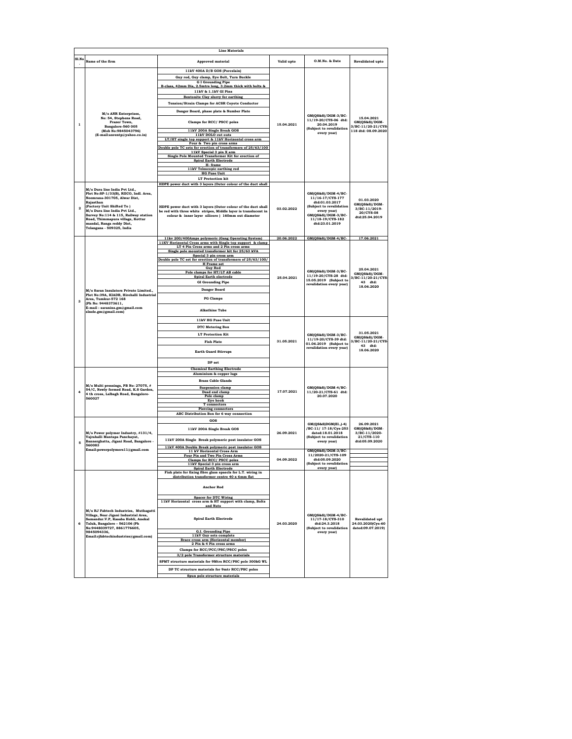| Line Materials | | | | | |
|---|---|---|---|---|---|
| Sl.No. | Name of the firm | Approved material | Valid upto | O.M.No. & Date | Revalidated upto |
| 1 | M/s ANR Enterprises, No: 54, Stephens Road, Frazer Town, Bangalore-560 005 (Mob No:9845043796) (E-mail:anrentp@yahoo.co.in) | 11kV 400A D/B GOS (Porcelain)<br>Guy rod, Guy clamp, Eye Bolt, Turn Buckle<br>G I Grounding Pipe B-class, 42mm Dia, 2.5mtrs long, 3.2mm thick with bolts &<br>11kV & 1.1kV GI Pins<br>Bentonite Clay slurry for earthing<br>Tension/Strain Clamps for ACSR Coyote Conductor<br>Danger Board, phase plate & Number Plate<br>Clamps for RCC/ PSCC poles<br>11kV 200A Single Break GOS<br>11kV DOLO cut outs<br>LT/HT single top support & 11kV Horizontal cross arm<br>Four & Two pin cross arms<br>Double pole TC sets for erection of transformers of 25/63/100<br>11kV Special 3 pin X arm<br>Single Pole Mounted Transformer Kit for erection of<br>Spiral Earth Electrode<br>H- frame<br>11kV Telescopic earthing rod<br>HG Fuse Unit<br>LT Protection kit | 15.04.2021 | GM(QS&S)/DGM-3/BC-11/19-20/CYS-06 dtd: 20.04.2019 (Subject to revalidation every year) | 15.04.2021 GM(QS&S)/DGM-3/BC-11/20-21/CYS-118 dtd: 08.09.2020 |
| 2 | M/s Dura line India Pvt Ltd., Plot No:SP-1/33(B), RIICO, Indl. Area, Neemrana-301705, Alwar Dist, Rajasthan (Factory Unit Shifted To ) M/s Dura line India Pvt Ltd., Survey No:114 & 115, Railway station Road, Thimmapura village, Kottur mandal, Ranga reddy Dist, Telangana - 509325, India | HDPE power duct with 3 layers (Outer colour of the duct shall be red with three white stripes, Middle layer is translucent in colour & inner layer silicore ) 160mm out diameter | 03.02.2022 | GM(QS&S)/DGM-4/BC-11/16-17/CYS-177 dtd:01.03.2017 (Subject to revalidation every year) GM(QS&S)/DGM-3/BC-11/18-19/CYS-182 dtd:23.01.2019 | 01.03.2020 GM(QS&S)/DGM-3/BC-11/2019-20/CYS-08 dtd:25.04.2019 |
| 3 | M/s Saran Insulators Private Limited., Plot No:39A, KIADB, Hirehalli Industrial Area, Tumkur-572 168 (Ph No: 9448373611, E-mail : saranins.gm@gmail.com slnele.gm@gmail.com) | 11kv 200/400Amps polymeric (Gang Operating System) | 20.06.2022 | GM(QS&S)/DGM-4/BC- | 17.06.2021 |
| | | 11KV Horizontal Cross arms with Single top support & clamp<br>LT 4 Pin Cross arms and 2 Pin cross arms<br>Single pole mounted transformer kit for 25/63 kVA<br>Special 3 pin cross arm<br>Double pole TC set for erection of transformers of 25/63/100/<br>H Frame set<br>Guy Rod<br>Pole clamps for HT/LT AB cable<br>Spiral Earth electrode<br>GI Grounding Pipe<br>Danger Board<br>PG Clamps<br>Alkathine Tube | 25.04.2021 | GM(QS&S)/DGM-3/BC-11/19-20/CYS-28 dtd: 15.05.2019 (Subject to revalidation every year) | 25.04.2021 GM(QS&S)/DGM-3/BC-11/20-21/CYS-43 dtd: 18.06.2020 |
| | | 11kV HG Fuse Unit<br>DTC Metering Box<br>LT Protection Kit<br>Fish Plate<br>Earth Guard Stirrups<br>DP set | 31.05.2021 | GM(QS&S)/DGM-3/BC-11/19-20/CYS-39 dtd: 01.06.2019 (Subject to revalidation every year) | 31.05.2021 GM(QS&S)/DGM-3/BC-11/20-21/CYS-43 dtd: 18.06.2020 |
| 4 | M/s Multi pressings, PB No: 27075, # 54/C, Newly formed Road, K.S Garden, 4 th cross, Lalbagh Road, Bangalore-560027 | Chemical Earthing Electrode<br>Aluminium & copper lugs<br>Brass Cable Glands<br>Suspension clamp<br>Dead end clamp<br>Pole clamp<br>Eye hook<br>T connectors<br>Piercing connectors<br>ABC Distribution Box for 6 way connection | 17.07.2021 | GM(QS&S)/DGM-4/BC-11/20-21/CYS-61 dtd: 20.07.2020 | |
| 5 | M/s Power polymer Industry, #131/4, Vajrahalli Mantapa Panchayat, Bannerghatta, Jigani Road, Bangalore - 560083 Email:powerpolymers11@gmail.com | GOS<br>11kV 200A Single Break GOS<br>11kV 200A Single Break polymeric post insulator GOS<br>11kV 400A Double Break polymeric post insulator GOS | 26.09.2021 | GM(QS&S)DGM(El.,)-4) /BC-11/ 17-18/Cys-253 dated:18.01.2018 (Subject to revalidation every year) | 26.09.2021 GM(QS&S)/DGM-3/BC-11/2020-21/CYS-110 dtd:05.09.2020 |
| | | 11 kV Horizontal Cross Arm<br>Four Pin and Two Pin Cross Arms<br>Clamps for RCC/ PSCC poles<br>11kV Special 3 pin cross arm<br>Spiral Earth Electrode | 04.09.2022 | GM(QS&S)/DGM-3/BC-11/2020-21/CYS-109 dtd:05.09.2020 (Subject to revalidation every year) | |
| 6 | M/s RJ Fabtech Industries, Muthagatti Village, Near Jigani Industrial Area, Samandur.V.P, Kasaba Hobli, Anekal Taluk, Bangalore – 562106 (Ph No:9448039727, 8861776605, 9845094336, Email:rjfabtechindustries@gmail.com) | Fish plate for fixing fibre glass spacels for L.T. wiring in distribution transformer centre 40 x 6mm flat<br>Anchor Rod<br>Spacer for DTC Wiring<br>11kV Horizontal cross arm & HT support with clamp, Bolts and Nuts<br>Spiral Earth Electrode<br>G.I. Grounding Pipe<br>11kV Guy sets complete<br>Brace cross arm (Horizontal member)<br>2 Pin & 4 Pin cross arms<br>Clamps for RCC/PCC/PSC/PSCC poles<br>3/2 pole Transformer structure materials<br>SPMT structure materials for 9Mtrs RCC/PSC pole 300kG WL<br>DP TC structure materials for 9mtr RCC/PSC poles<br>Spun pole structure materials | 24.03.2020 | GM(QS&S)/DGM-4/BC-11/17-18/CYS-310 dtd:24.3.2018 (Subject to revalidation every year) | Revalidated upt 24.03.2020(Cys-60 dated:09.07.2019) |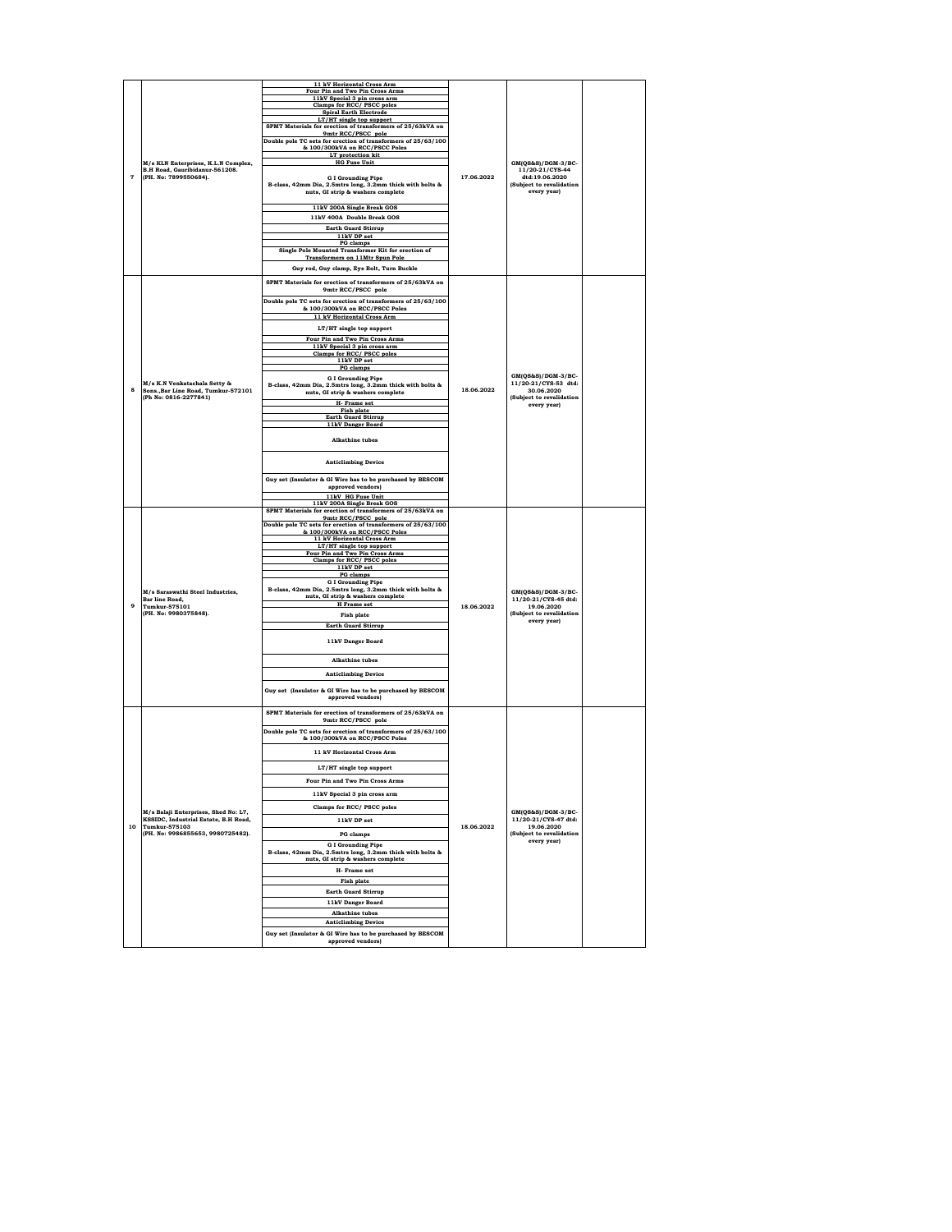| 7 | M/s KLN Enterprises, K.L.N Complex, B.H Road, Gauribidanur-561208. (PH. No: 7899550684). | 11 kV Horizontal Cross Arm<br>Four Pin and Two Pin Cross Arms<br>11kV Special 3 pin cross arm<br>Clamps for RCC/ PSCC poles<br>Spiral Earth Electrode<br>LT/HT single top support<br>SPMT Materials for erection of transformers of 25/63kVA on 9mtr RCC/PSCC pole<br>Double pole TC sets for erection of transformers of 25/63/100 & 100/300kVA on RCC/PSCC Poles<br>LT protection kit<br>HG Fuse Unit<br>G I Grounding Pipe B-class, 42mm Dia, 2.5mtrs long, 3.2mm thick with bolts & nuts, GI strip & washers complete<br>11kV 200A Single Break GOS<br>11kV 400A Double Break GOS<br>Earth Guard Stirrup<br>11kV DP set<br>PG clamps<br>Single Pole Mounted Transformer Kit for erection of Transformers on 11Mtr Spun Pole<br>Guy rod, Guy clamp, Eye Bolt, Turn Buckle | 17.06.2022 | GM(QS&S)/DGM-3/BC-11/20-21/CYS-44 dtd:19.06.2020 (Subject to revalidation every year) | |
|---|---|---|---|---|---|
| 8 | M/s K.N Venkatachala Setty & Sons.,Bar Line Road, Tumkur-572101 (Ph No: 0816-2277841) | SPMT Materials for erection of transformers of 25/63kVA on 9mtr RCC/PSCC pole<br>Double pole TC sets for erection of transformers of 25/63/100 & 100/300kVA on RCC/PSCC Poles<br>11 kV Horizontal Cross Arm<br>LT/HT single top support<br>Four Pin and Two Pin Cross Arms<br>11kV Special 3 pin cross arm<br>Clamps for RCC/ PSCC poles<br>11kV DP set<br>PG clamps<br>G I Grounding Pipe B-class, 42mm Dia, 2.5mtrs long, 3.2mm thick with bolts & nuts, GI strip & washers complete<br>H- Frame set<br>Fish plate<br>Earth Guard Stirrup<br>11kV Danger Board<br>Alkathine tubes<br>Anticlimbing Device<br>Guy set (Insulator & GI Wire has to be purchased by BESCOM approved vendors)<br>11kV HG Fuse Unit<br>11kV 200A Single Break GOS | 18.06.2022 | GM(QS&S)/DGM-3/BC-11/20-21/CYS-53 dtd: 30.06.2020 (Subject to revalidation every year) | |
| 9 | M/s Saraswathi Steel Industries, Bar line Road, Tumkur-575101 (PH. No: 9980375848). | SPMT Materials for erection of transformers of 25/63kVA on 9mtr RCC/PSCC pole<br>Double pole TC sets for erection of transformers of 25/63/100 & 100/300kVA on RCC/PSCC Poles<br>11 kV Horizontal Cross Arm<br>LT/HT single top support<br>Four Pin and Two Pin Cross Arms<br>Clamps for RCC/ PSCC poles<br>11kV DP set<br>PG clamps<br>G I Grounding Pipe B-class, 42mm Dia, 2.5mtrs long, 3.2mm thick with bolts & nuts, GI strip & washers complete<br>H Frame set<br>Fish plate<br>Earth Guard Stirrup<br>11kV Danger Board<br>Alkathine tubes<br>Anticlimbing Device<br>Guy set (Insulator & GI Wire has to be purchased by BESCOM approved vendors) | 18.06.2022 | GM(QS&S)/DGM-3/BC-11/20-21/CYS-45 dtd: 19.06.2020 (Subject to revalidation every year) | |
| 10 | M/s Balaji Enterprises, Shed No: L7, KSSIDC, Industrial Estate, B.H Road, Tumkur-575103 (PH. No: 9986855653, 9980725482). | SPMT Materials for erection of transformers of 25/63kVA on 9mtr RCC/PSCC pole<br>Double pole TC sets for erection of transformers of 25/63/100 & 100/300kVA on RCC/PSCC Poles<br>11 kV Horizontal Cross Arm<br>LT/HT single top support<br>Four Pin and Two Pin Cross Arms<br>11kV Special 3 pin cross arm<br>Clamps for RCC/ PSCC poles<br>11kV DP set<br>PG clamps<br>G I Grounding Pipe B-class, 42mm Dia, 2.5mtrs long, 3.2mm thick with bolts & nuts, GI strip & washers complete<br>H- Frame set<br>Fish plate<br>Earth Guard Stirrup<br>11kV Danger Board<br>Alkathine tubes<br>Anticlimbing Device<br>Guy set (Insulator & GI Wire has to be purchased by BESCOM approved vendors) | 18.06.2022 | GM(QS&S)/DGM-3/BC-11/20-21/CYS-47 dtd: 19.06.2020 (Subject to revalidation every year) | |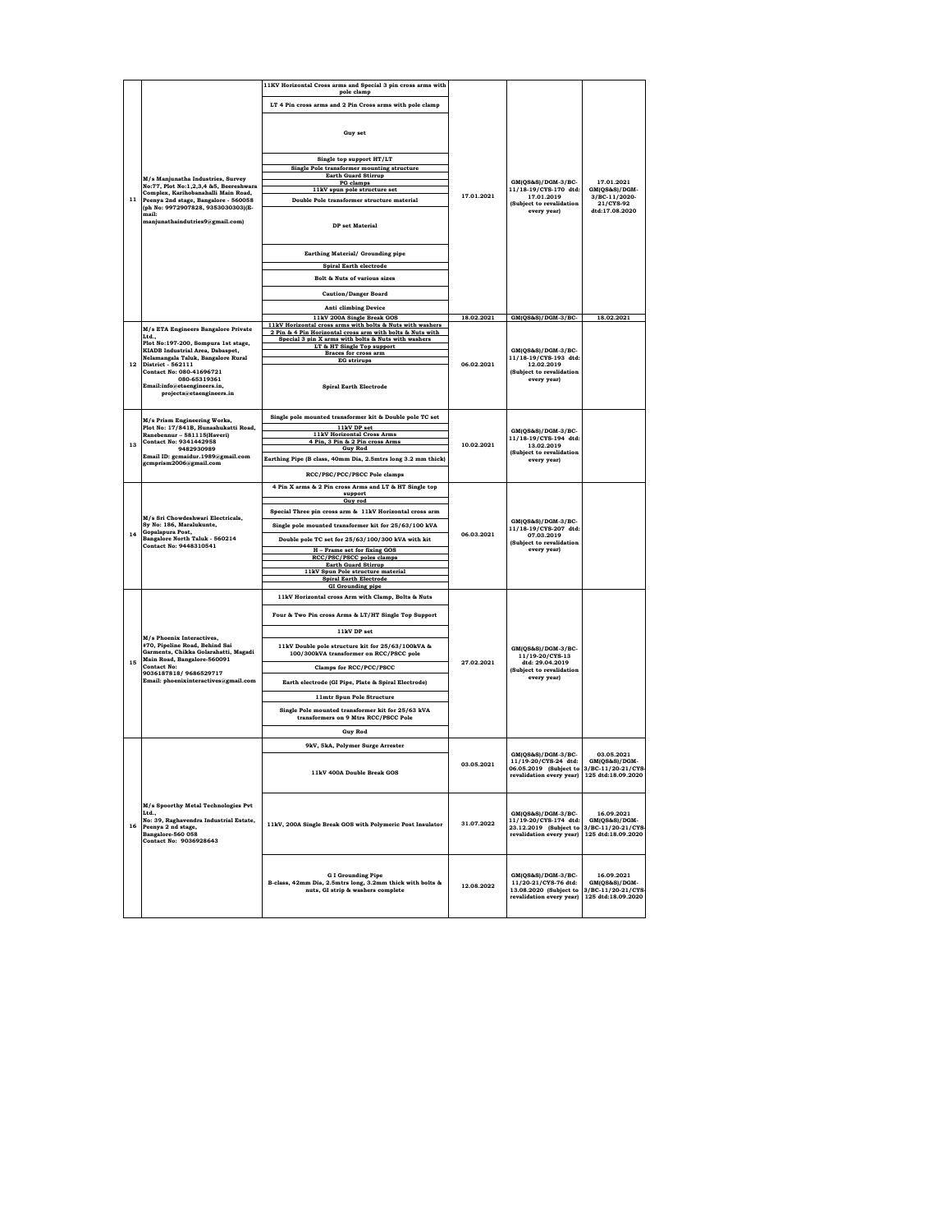| | | | | | |
|---|---|---|---|---|---|
| 11 | M/s Manjunatha Industries, Survey No:77, Plot No:1,2,3,4 &5, Beereshwara Complex, Karihobanahalli Main Road, Peenya 2nd stage, Bangalore - 560058 (ph No: 9972907828, 9353030303)(E-mail: manjunathaindutries9@gmail.com) | 11KV Horizontal Cross arms and Special 3 pin cross arms with pole clamp | 17.01.2021 | GM(QS&S)/DGM-3/BC-11/18-19/CYS-170 dtd: 17.01.2019 (Subject to revalidation every year) | 17.01.2021 GM(QS&S)/DGM-3/BC-11/2020-21/CYS-92 dtd:17.08.2020 |
| | | LT 4 Pin cross arms and 2 Pin Cross arms with pole clamp | | | |
| | | Guy set | | | |
| | | Single top support HT/LT | | | |
| | | Single Pole transformer mounting structure | | | |
| | | Earth Guard Stirrup | | | |
| | | PG clamps | | | |
| | | 11kV spun pole structure set | | | |
| | | Double Pole transformer structure material | | | |
| | | DP set Material | | | |
| | | Earthing Material/ Grounding pipe | | | |
| | | Spiral Earth electrode | | | |
| | | Bolt & Nuts of various sizes | | | |
| | | Caution/Danger Board | | | |
| | | Anti climbing Device | | | |
| | | 11kV 200A Single Break GOS | 18.02.2021 | GM(QS&S)/DGM-3/BC- | 18.02.2021 |
| 12 | M/s ETA Engineers Bangalore Private Ltd., Plot No:197-200, Sompura 1st stage, KIADB Industrial Area, Dabaspet, Nelamangala Taluk, Bangalore Rural District - 562111 Contact No: 080-41696721 080-65319361 Email:info@etaengineers.in, projects@etaengineers.in | 11kV Horizontal cross arms with bolts & Nuts with washers | 06.02.2021 | GM(QS&S)/DGM-3/BC-11/18-19/CYS-193 dtd: 12.02.2019 (Subject to revalidation every year) | |
| | | 2 Pin & 4 Pin Horizontal cross arm with bolts & Nuts with | | | |
| | | Special 3 pin X arms with bolts & Nuts with washers | | | |
| | | LT & HT Single Top support | | | |
| | | Braces for cross arm | | | |
| | | EG stirrups | | | |
| | | Spiral Earth Electrode | | | |
| 13 | M/s Prism Engineering Works, Plot No: 17/841B, Hunashukatti Road, Ranebennur – 581115(Haveri) Contact No: 9341442958 9482930989 Email ID: gcmaidur.1989@gmail.com gcmprism2006@gmail.com | Single pole mounted transformer kit & Double pole TC set | 10.02.2021 | GM(QS&S)/DGM-3/BC-11/18-19/CYS-194 dtd: 13.02.2019 (Subject to revalidation every year) | |
| | | 11kV DP set | | | |
| | | 11kV Horizontal Cross Arms | | | |
| | | 4 Pin, 3 Pin & 2 Pin cross Arms | | | |
| | | Guy Rod | | | |
| | | Earthing Pipe (B class, 40mm Dia, 2.5mtrs long 3.2 mm thick) | | | |
| | | RCC/PSC/PCC/PSCC Pole clamps | | | |
| 14 | M/s Sri Chowdeshwari Electricals, Sy No: 186, Maralukunte, Gopalapura Post, Bangalore North Taluk - 560214 Contact No: 9448310541 | 4 Pin X arms & 2 Pin cross Arms and LT & HT Single top support | 06.03.2021 | GM(QS&S)/DGM-3/BC-11/18-19/CYS-207 dtd: 07.03.2019 (Subject to revalidation every year) | |
| | | Guy rod | | | |
| | | Special Three pin cross arm & 11kV Horizontal cross arm | | | |
| | | Single pole mounted transformer kit for 25/63/100 kVA | | | |
| | | Double pole TC set for 25/63/100/300 kVA with kit | | | |
| | | H – Frame set for fixing GOS | | | |
| | | RCC/PSC/PSCC poles clamps | | | |
| | | Earth Guard Stirrup | | | |
| | | 11kV Spun Pole structure material | | | |
| | | Spiral Earth Electrode | | | |
| | | GI Grounding pipe | | | |
| 15 | M/s Phoenix Interactives, #70, Pipeline Road, Behind Sai Garments, Chikka Golarahatti, Magadi Main Road, Bangalore-560091 Contact No: 9036187818/ 9686529717 Email: phoenixinteractives@gmail.com | 11kV Horizontal cross Arm with Clamp, Bolts & Nuts | 27.02.2021 | GM(QS&S)/DGM-3/BC-11/19-20/CYS-13 dtd: 29.04.2019 (Subject to revalidation every year) | |
| | | Four & Two Pin cross Arms & LT/HT Single Top Support | | | |
| | | 11kV DP set | | | |
| | | 11kV Double pole structure kit for 25/63/100kVA & 100/300kVA transformer on RCC/PSCC pole | | | |
| | | Clamps for RCC/PCC/PSCC | | | |
| | | Earth electrode (GI Pipe, Plate & Spiral Electrode) | | | |
| | | 11mtr Spun Pole Structure | | | |
| | | Single Pole mounted transformer kit for 25/63 kVA transformers on 9 Mtrs RCC/PSCC Pole | | | |
| | | Guy Rod | | | |
| 16 | M/s Spoorthy Metal Technologies Pvt Ltd., No: 39, Raghavendra Industrial Estate, Peenya 2 nd stage, Bangalore-560 058 Contact No: 9036928643 | 9kV, 5kA, Polymer Surge Arrester | 03.05.2021 | GM(QS&S)/DGM-3/BC-11/19-20/CYS-24 dtd: 06.05.2019 (Subject to revalidation every year) | 03.05.2021 GM(QS&S)/DGM-3/BC-11/20-21/CYS-125 dtd:18.09.2020 |
| | | 11kV 400A Double Break GOS | | | |
| | | 11kV, 200A Single Break GOS with Polymeric Post Insulator | 31.07.2022 | GM(QS&S)/DGM-3/BC-11/19-20/CYS-174 dtd: 23.12.2019 (Subject to revalidation every year) | 16.09.2021 GM(QS&S)/DGM-3/BC-11/20-21/CYS-125 dtd:18.09.2020 |
| | | G I Grounding Pipe B-class, 42mm Dia, 2.5mtrs long, 3.2mm thick with bolts & nuts, GI strip & washers complete | 12.08.2022 | GM(QS&S)/DGM-3/BC-11/20-21/CYS-76 dtd: 13.08.2020 (Subject to revalidation every year) | 16.09.2021 GM(QS&S)/DGM-3/BC-11/20-21/CYS-125 dtd:18.09.2020 |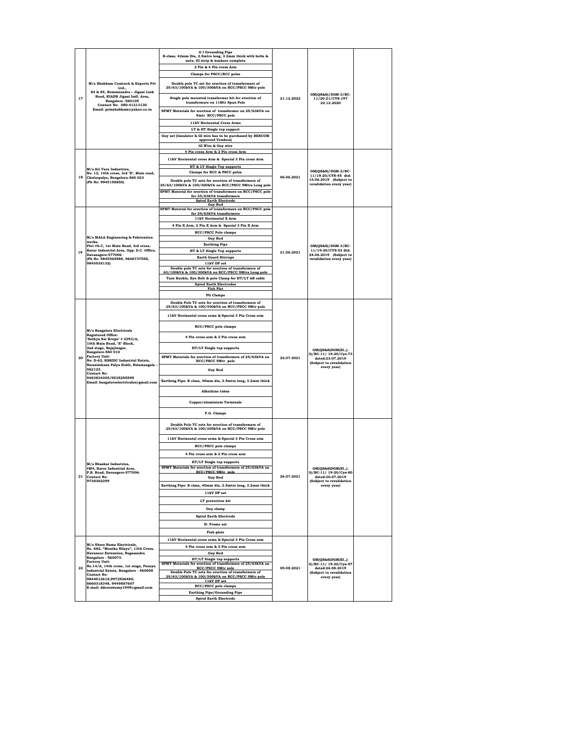| 17 | M/s Shubham Comtech & Exports Pvt Ltd., 84 & 85, Bommsandra – Jigani Link Road, KIADB Jigani Indl. Area, Bangalore -560105 Contact No: 080-41213130 Email: poleshubham@yahoo.co.in | G I Grounding Pipe B-class, 42mm Dia, 2.5mtrs long, 3.2mm thick with bolts & nuts, GI strip & washers complete<br>2 Pin & 4 Pin cross Arm<br>Clamps for PSCC/RCC poles<br>Double pole TC set for erection of transformers of 25/63/100kVA & 100/300kVA on RCC/PSCC 9Mtr pole<br>Single pole mounted transformer kit for erection of transformers on 11Mtr Spun Pole<br>SPMT Materials for erection of transformer on 25/63kVA on 9mtr RCC/PSCC pole<br>11kV Horizontal Cross Arms<br>LT & HT Single top support<br>Guy set (Insulator & GI wire has to be purchased by BESCOM approved Vendors)<br>GI Wire & Guy wire | 21.12.2022 | GM(QS&S)/DGM-3/BC-11/20-21/CYS-197 22.12.2020 | |
|---|---|---|---|---|---|
| 18 | M/s Sri Varu Industries, No: 12, 14th cross, 3rd 'E', Main road, Cholurpalya, Bengaluru-560 023 (Ph No: 9945150850) | 4 Pin cross Arm & 2 Pin cross Arm<br>11kV Horizontal cross Arm & Special 3 Pin cross Arm<br>HT & LT Single Top supports<br>Clamps for RCC & PSCC poles<br>Double pole TC sets for erection of transformers of 25/63/100kVA & 100/300kVA on RCC/PSCC 9Mtrs Long pole<br>SPMT Material for erection of transformers on RCC/PSCC pole for 25/63kVA transformers<br>Spiral Earth Electrode<br>Guy Rod | 06.06.2021 | GM(QS&S)/DGM-3/BC-11/19-20/CYS-45 dtd: 15.06.2019 (Subject to revalidation every year) | |
| 19 | M/s MALA Engineering & Fabrication works, Plot #6-C, 1st Main Road, 3rd cross, Karur Industrial Area, Opp: D.C. Office, Davangere-577006 (Ph No: 9845565988, 9606737558, 9845535132) | SPMT Material for erection of transformers on RCC/PSCC pole for 25/63kVA transformers<br>11kV Horizontal X Arm<br>4 Pin X Arm, 2 Pin X Arm & Special 3 Pin X Arm<br>RCC/PSCC Pole clamps<br>Guy Rod<br>Earthing Pipe<br>HT & LT Single Top supports<br>Earth Guard Stirrups<br>11kV DP set<br>Double pole TC sets for erection of transformers of 63/100kVA & 100/300kVA on RCC/PSCC 9Mtrs Long pole<br>Turn Buckle, Eye Bolt & pole Clamp for HT/LT AB cable<br>Spiral Earth Electrodes<br>Fish Plat<br>PG Clamps | 21.06.2021 | GM(QS&S)/DGM-3/BC-11/19-20/CYS-53 dtd: 24.06.2019 (Subject to revalidation every year) | |
| 20 | M/s Bangalore Electricals Registered Office: 'Sathya Sai Krupa' # 2393/A, 10th Main Road, 'E' Block, 2nd stage, Rajajinagar, Bangalore-560 010 Factory Unit: No: D-62, KSSIDC Industrial Estate, Narasimhana Palya Hobli, Nelamangala – 562123. Contact No: 9483834305/9535255599 Email: bangaloreelectricals@gmail.com | Double Pole TC sets for erection of transformers of 25/63/100kVA & 100/300kVA on RCC/PSCC 9Mtr pole<br>11kV Horizontal cross arms & Special 3 Pin Cross arm<br>RCC/PSCC pole clamps<br>4 Pin cross arm & 2 Pin cross arm<br>HT/LT Single top supports<br>SPMT Materials for erection of transformers of 25/63kVA on RCC/PSCC 9Mtr pole<br>Guy Rod<br>Earthing Pipe: B class, 40mm dia, 2.5mtrs long, 3.2mm thick<br>Alkathine tubes<br>Copper/aluminium Terminals<br>P.G. Clamps | 22.07.2021 | GM(QS&S)DGM(El.,)-3)/BC-11/ 19-20/Cys-73 dated:23.07.2019 (Subject to revalidation every year) | |
| 21 | M/s Bhaskar Industries, #M4, Karur Industrial Area, P.B. Road, Davangere-577006. Contact No: 9738302299 | Double Pole TC sets for erection of transformers of 25/63/100kVA & 100/300kVA on RCC/PSCC 9Mtr pole<br>11kV Horizontal cross arms & Special 3 Pin Cross arm<br>RCC/PSCC pole clamps<br>4 Pin cross arm & 2 Pin cross arm<br>HT/LT Single top supports<br>SPMT Materials for erection of transformers of 25/63kVA on RCC/PSCC 9Mtr pole<br>Guy Rod<br>Earthing Pipe: B class, 40mm dia, 2.5mtrs long, 3.2mm thick<br>11kV DP set<br>LT protection kit<br>Guy clamp<br>Spiral Earth Electrode<br>H- Frame set<br>Fish plate | 26.07.2021 | GM(QS&S)DGM(El.,)-3)/BC-11/ 19-20/Cys-80 dated:30.07.2019 (Subject to revalidation every year) | |
| 22 | M/s Shree Rama Electricals, No. 882, "Monika Nilaya", 13th Cross, Havanoor Extension, Nagasandra Bangalore - 560073. Factory Unit: No.14/A, 14th cross, 1st stage, Peenya Industrial Estate, Bangalore - 560058 Contact No: 9844012618,9972926480, 8660318348, 9449887607 E-mail: ddoreswamy1959@gmail.com | 11kV Horizontal cross arms & Special 3 Pin Cross arm<br>4 Pin cross arm & 2 Pin cross arm<br>Guy Rod<br>HT/LT Single top supports<br>SPMT Materials for erection of transformers of 25/63kVA on RCC/PSCC 9Mtr pole<br>Double Pole TC sets for erection of transformers of 25/63/100kVA & 100/300kVA on RCC/PSCC 9Mtr pole<br>11kV DP set<br>RCC/PSCC pole clamps<br>Earthing Pipe/Grounding Pipe<br>Spiral Earth Electrode | 05.08.2021 | GM(QS&S)DGM(El.,)-3)/BC-11/ 19-20/Cys-97 dated:26.08.2019 (Subject to revalidation every year) | |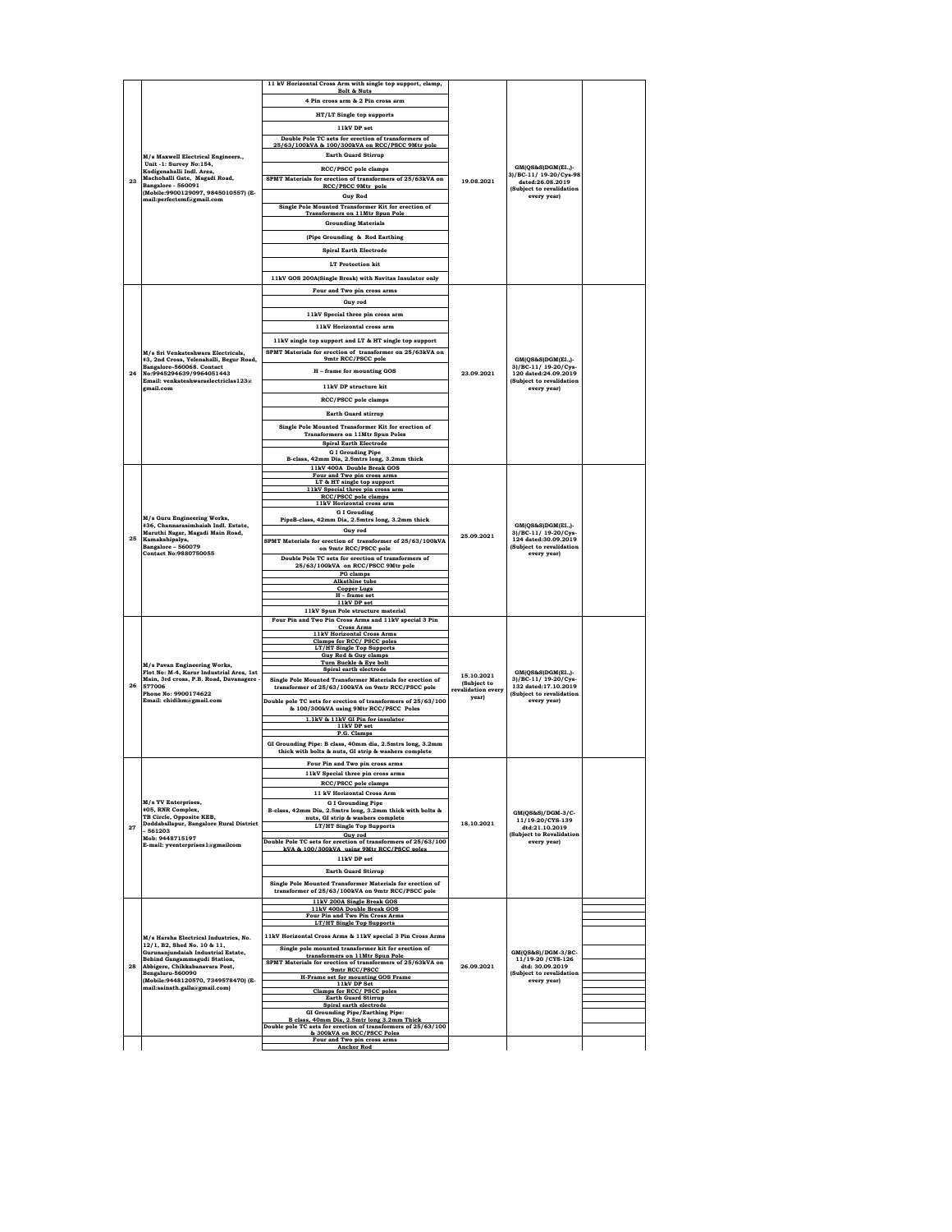| | | | | | |
|---|---|---|---|---|---|
| 23 | M/s Maxwell Electrical Engineers., Unit -1: Survey No:154, Kodigenahalli Indl. Area, Machohalli Gate, Magadi Road, Bangalore - 560091 (Mobile:9900129097, 9845010557) (E-mail:perfectemf@gmail.com | 11 kV Horizontal Cross Arm with single top support, clamp, Bolt & Nuts<br>4 Pin cross arm & 2 Pin cross arm<br>HT/LT Single top supports<br>11kV DP set<br>Double Pole TC sets for erection of transformers of 25/63/100kVA & 100/300kVA on RCC/PSCC 9Mtr pole<br>Earth Guard Stirrup<br>RCC/PSCC pole clamps<br>SPMT Materials for erection of transformers of 25/63kVA on RCC/PSCC 9Mtr pole<br>Guy Rod<br>Single Pole Mounted Transformer Kit for erection of Transformers on 11Mtr Spun Pole<br>Grounding Materials<br>(Pipe Grounding & Rod Earthing<br>Spiral Earth Electrode<br>LT Protection kit<br>11kV GOS 200A(Single Break) with Navitas Insulator only | 19.08.2021 | GM(QS&S)DGM(El.,)-3)/BC-11/ 19-20/Cys-98 dated:26.08.2019 (Subject to revalidation every year) | |
| 24 | M/s Sri Venkateshwara Electricals, #3, 2nd Cross, Yelenahalli, Begur Road, Bangalore-560068. Contact No:9945294639/9964051443 Email: venkateshwaraelectriclas123@gmail.com | Four and Two pin cross arms<br>Guy rod<br>11kV Special three pin cross arm<br>11kV Horizontal cross arm<br>11kV single top support and LT & HT single top support<br>SPMT Materials for erection of transformer on 25/63kVA on 9mtr RCC/PSCC pole<br>H – frame for mounting GOS<br>11kV DP structure kit<br>RCC/PSCC pole clamps<br>Earth Guard stirrup<br>Single Pole Mounted Transformer Kit for erection of Transformers on 11Mtr Spun Poles<br>Spiral Earth Electrode<br>G I Grouding Pipe B-class, 42mm Dia, 2.5mtrs long, 3.2mm thick | 23.09.2021 | GM(QS&S)DGM(El.,)-3)/BC-11/ 19-20/Cys-120 dated:24.09.2019 (Subject to revalidation every year) | |
| 25 | M/s Guru Engineering Works, #36, Channarasimhaiah Indl. Estate, Maruthi Nagar, Magadi Main Road, Kamakshipalya, Bangalore – 560079 Contact No:9880750055 | 11kV 400A Double Break GOS<br>Four and Two pin cross arms<br>LT & HT single top support<br>11kV Special three pin cross arm<br>RCC/PSCC pole clamps<br>11kV Horizontal cross arm<br>G I Grouding PipeB-class, 42mm Dia, 2.5mtrs long, 3.2mm thick<br>Guy rod<br>SPMT Materials for erection of transformer of 25/63/100kVA on 9mtr RCC/PSCC pole<br>Double Pole TC sets for erection of transformers of 25/63/100kVA on RCC/PSCC 9Mtr pole<br>PG clamps<br>Alkathine tube<br>Copper Lugs<br>H – frame set<br>11kV DP set<br>11kV Spun Pole structure material | 25.09.2021 | GM(QS&S)DGM(El.,)-3)/BC-11/ 19-20/Cys-124 dated:30.09.2019 (Subject to revalidation every year) | |
| 26 | M/s Pavan Engineering Works, Plot No: M-4, Karur Industrial Area, 1st Main, 3rd cross, P.B. Road, Davanagere - 577006 Phone No: 9900174622 Email: chidihm@gmail.com | Four Pin and Two Pin Cross Arms and 11kV special 3 Pin Cross Arms<br>11kV Horizontal Cross Arms<br>Clamps for RCC/ PSCC poles<br>LT/HT Single Top Supports<br>Guy Rod & Guy clamps<br>Turn Buckle & Eye bolt<br>Spiral earth electrode<br>Single Pole Mounted Transformer Materials for erection of transformer of 25/63/100kVA on 9mtr RCC/PSCC pole<br>Double pole TC sets for erection of transformers of 25/63/100 & 100/300kVA using 9Mtr RCC/PSCC Poles<br>1.1kV & 11kV GI Pin for insulator<br>11kV DP set<br>P.G. Clamps<br>GI Grounding Pipe: B class, 40mm dia, 2.5mtrs long, 3.2mm thick with bolts & nuts, GI strip & washers complete | 15.10.2021 (Subject to revalidation every year) | GM(QS&S)DGM(El.,)-3)/BC-11/ 19-20/Cys-132 dated:17.10.2019 (Subject to revalidation every year) | |
| 27 | M/s YV Enterprises, #05, RNR Complex, TB Circle, Opposite KEB, Doddaballapur, Bangalore Rural District – 561203 Mob: 9448715197 E-mail: yventerprises1@gmailcom | Four Pin and Two pin cross arms<br>11kV Special three pin cross arms<br>RCC/PSCC pole clamps<br>11 kV Horizontal Cross Arm<br>G I Grounding Pipe B-class, 42mm Dia, 2.5mtrs long, 3.2mm thick with bolts & nuts, GI strip & washers complete<br>LT/HT Single Top Supports<br>Guy rod<br>Double Pole TC sets for erection of transformers of 25/63/100 kVA & 100/300kVA using 9Mtr RCC/PSCC poles<br>11kV DP set<br>Earth Guard Stirrup<br>Single Pole Mounted Transformer Materials for erection of transformer of 25/63/100kVA on 9mtr RCC/PSCC pole | 18.10.2021 | GM(QS&S)/DGM-3/C-11/19-20/CYS-139 dtd:21.10.2019 (Subject to Revalidation every year) | |
| 28 | M/s Harsha Electrical Industries, No. 12/1, B2, Shed No. 10 & 11, Gurunanjundaiah Industrial Estate, Behind Gangammagudi Station, Abbigere, Chikkabanavara Post, Bengaluru-560090 (Mobile:9448120570, 7349578470) (E-mail:sainath.galla@gmail.com) | 11kV 200A Single Break GOS<br>11kV 400A Double Break GOS<br>Four Pin and Two Pin Cross Arms<br>LT/HT Single Top Supports<br>11kV Horizontal Cross Arms & 11kV special 3 Pin Cross Arms<br>Single pole mounted transformer kit for erection of transformers on 11Mtr Spun Pole<br>SPMT Materials for erection of transformers of 25/63kVA on 9mtr RCC/PSCC<br>H-Frame set for mounting GOS Frame<br>11kV DP Set<br>Clamps for RCC/ PSCC poles<br>Earth Guard Stirrup<br>Spiral earth electrode<br>GI Grounding Pipe/Earthing Pipe: B class, 40mm Dia, 2.5mtr long 3.2mm Thick<br>Double pole TC sets for erection of transformers of 25/63/100 & 300kVA on RCC/PSCC Poles | 26.09.2021 | GM(QS&S)/DGM-3/BC-11/19-20 /CYS-126 dtd: 30.09.2019 (Subject to revalidation every year) | |
| | | Four and Two pin cross arms<br>Anchor Rod | | | |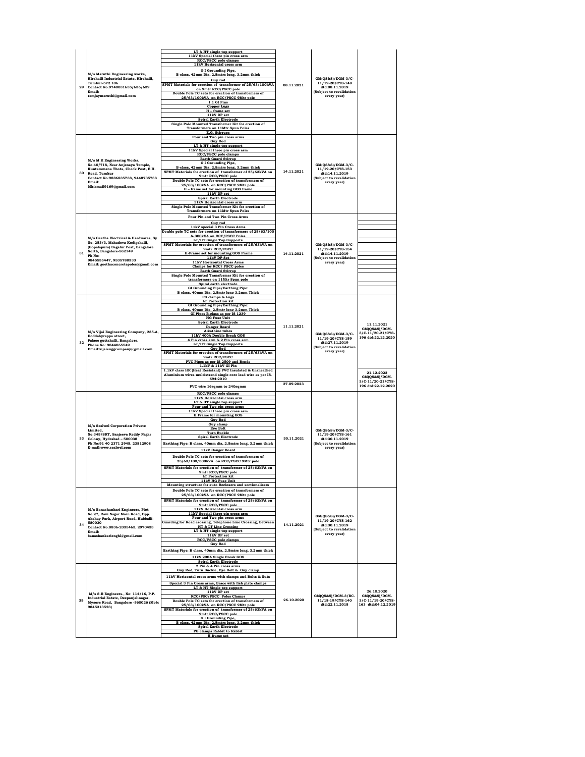| 29 | M/s Maruthi Engineering works, Hirehalli Industrial Estate, Hirehalli, Tumkur-572 106 Contact No:9740031635/636/639 Email: ramjaymaruthi@gmail.com | LT & HT single top support<br>11kV Special three pin cross arm<br>RCC/PSCC pole clamps<br>11kV Horizontal cross arm<br>G I Grounding Pipe, B-class, 42mm Dia, 2.5mtrs long, 3.2mm thick<br>Guy rod<br>SPMT Materials for erection of transformer of 25/63/100kVA on 9mtr RCC/PSCC pole<br>Double Pole TC sets for erection of transformers of 25/63/100kVA on RCC/PSCC 9Mtr pole<br>1.1 GI Pins<br>Copper Lugs<br>H – frame set<br>11kV DP set<br>Spiral Earth Electrode<br>Single Pole Mounted Transformer Kit for erection of Transformers on 11Mtr Spun Poles<br>E.G. Stirrups | 08.11.2021 | GM(QS&S)/DGM-3/C-11/19-20/CYS-148 dtd:08.11.2019 (Subject to revalidation every year) | |
|---|---|---|---|---|---|
| 30 | M/s M K Engineering Works, No.40/718, Near Anjenaya Temple, Kuntammana Thota, Check Post, B.H. Road. Tumkur Contact No:9886835738, 9448735738 Email: Mkismail9169@gmail.com | Four and Two pin cross arms<br>Guy Rod<br>LT & HT single top support<br>11kV Special three pin cross arm<br>RCC/PSCC pole clamps<br>Earth Guard Stirrup<br>G I Grounding Pipe, B-class, 42mm Dia, 2.5mtrs long, 3.2mm thick<br>SPMT Materials for erection of transformer of 25/63kVA on 9mtr RCC/PSCC pole<br>Double Pole TC sets for erection of transformers of 25/63/100kVA on RCC/PSCC 9Mtr pole<br>H – frame set for mounting GOS frame<br>11kV DP set<br>Spiral Earth Electrode<br>11kV Horizontal cross arm<br>Single Pole Mounted Transformer Kit for erection of Transformers on 11Mtr Spun Poles | 14.11.2021 | GM(QS&S)/DGM-3/C-11/19-20/CYS-153 dtd:14.11.2019 (Subject to revalidation every year) | |
| 31 | M/s Geetha Electrical & Hardwares, Sy No. 253/3, Mahadeva Kodigehalli, (Gopalapura) Bagalur Post, Bangalore North, Bangalore-562149 Ph No: 9845535447, 9535788333 Email: geethaconcretepoles@gmail.com | Four Pin and Two Pin Cross Arms<br>Guy rod<br>11kV special 3 Pin Cross Arms<br>Double pole TC sets for erection of transformers of 25/63/100 & 300kVA on RCC/PSCC Poles<br>LT/HT Single Top Supports<br>SPMT Materials for erection of transformers of 25/63kVA on 9mtr RCC/PSCC<br>H-Frame set for mounting GOS Frame<br>11kV DP Set<br>11kV Horizontal Cross Arms<br>Clamps for RCC/ PSCC poles<br>Earth Guard Stirrup<br>Single Pole Mounted Transformer Kit for erection of transformers on 11Mtr Spun pole<br>Spiral earth electrode<br>GI Grounding Pipe/Earthing Pipe: B class, 40mm Dia, 2.5mtr long 3.2mm Thick | 14.11.2021 | GM(QS&S)/DGM-3/C-11/19-20/CYS-154 dtd:14.11.2019 (Subject to revalidation every year) | |
| 32 | M/s Vijai Engineering Company, 235-A, Doddabyrappa street, Palace guttahalli, Bangalore. Phone No: 9844065549 Email:vijaienggcompany@gmail.com | PG clamps & Lugs<br>LT Protection kit<br>GI Grounding Pipe/Earthing Pipe: B class, 40mm Dia, 2.5mtr long 3.2mm Thick<br>GI Pipes B-class as per IS 1239<br>HG Fuse Unit<br>Spiral Earth Electrode<br>Danger Board<br>Alkathine tubes<br>11kV 400A Double Break GOS<br>4 Pin cross arm & 2 Pin cross arm<br>LT/HT Single Top Supports<br>Guy Rod<br>SPMT Materials for erection of transformers of 25/63kVA on 9mtr RCC/PSCC<br>PVC Pipes as per IS-2509 and Bends<br>1.1kV & 11kV GI Pin | 11.11.2021 | GM(QS&S)/DGM-3/C-11/19-20/CYS-159 dtd:27.11.2019 (Subject to revalidation every year) | 11.11.2021 GM(QS&S)/DGM-3/C-11/20-21/CYS-196 dtd:22.12.2020 |
| | | 1.1kV class HR (Heat Resistant) PVC Insulated & Unsheathed Aluminium wires multistrand single core lead wire as per IS-694:2010<br>PVC wire 16sqmm to 240sqmm | 27.09.2023 | | 21.12.2022 GM(QS&S)/DGM-3/C-11/20-21/CYS-196 dtd:22.12.2020 |
| 33 | M/s Sealwel Corporation Private Limited, No:345/SRT, Sanjeeva Reddy Nagar Colony, Hydrabad – 500038 Ph No:91 40 2371 2945, 23812908 E-mail:www.sealwel.com | RCC/PSCC pole clamps<br>11kV Horizontal cross arm<br>LT & HT single top support<br>Four and Two pin cross arms<br>11kV Special three pin cross arm<br>H Frame for mounting GOS<br>Guy Rod<br>Guy clamp<br>Eye Bolt<br>Turn Buckle<br>Spiral Earth Electrode<br>Earthing Pipe: B class, 40mm dia, 2.5mtrs long, 3.2mm thick<br>11kV Danger Board<br>Double Pole TC sets for erection of transformers of 25/63/100/300kVA on RCC/PSCC 9Mtr pole<br>SPMT Materials for erection of transformer of 25/63kVA on 9mtr RCC/PSCC pole<br>LT Protection kit<br>11kV HG Fuse Unit<br>Mounting structure for auto Reclosers and sectionalisers | 30.11.2021 | GM(QS&S)/DGM-3/C-11/19-20/CYS-161 dtd:30.11.2019 (Subject to revalidation every year) | |
| 34 | M/s Banashankari Engineers, Plot No.27, Ravi Nagar Main Road, Opp. Akshay Park, Airport Road, Hubballi-580030 Contact No:0836-2335463, 2970433 Email: banashankarienghl@gmail.com | Double Pole TC sets for erection of transformers of 25/63/100kVA on RCC/PSCC 9Mtr pole<br>SPMT Materials for erection of transformer of 25/63kVA on 9mtr RCC/PSCC pole<br>11kV Horizontal cross arm<br>11kV Special three pin cross arm<br>Four and Two pin cross arms<br>Guarding for Road crossing, Telephone Line Crossing, Between HT & LT Line Crossing<br>LT & HT single top support<br>11kV DP set<br>RCC/PSCC pole clamps<br>Guy Rod<br>Earthing Pipe: B class, 40mm dia, 2.5mtrs long, 3.2mm thick<br>11kV 200A Single Break GOS<br>Spiral Earth Electrode | 14.11.2021 | GM(QS&S)/DGM-3/C-11/19-20/CYS-162 dtd:30.11.2019 (Subject to revalidation every year) | |
| 35 | M/s S.R Engineers., No: 114/16, P.P. Industrial Estate, Deepanjalinagar, Mysore Road, Bangalore -560026 (Mob: 9845313523) | 2 Pin & 4 Pin cross arms<br>Guy Rod, Turn Buckle, Eye Bolt & Guy clamp<br>11kV Horizontal cross arms with clamps and Bolts & Nuts<br>Special 3 Pin Cross arms, Brace with fish plate clamps<br>LT & HT Single top support<br>11kV DP set<br>RCC/PSC/PSCC Poles Clamps<br>Double Pole TC sets for erection of transformers of 25/63/100kVA on RCC/PSCC 9Mtr pole<br>SPMT Materials for erection of transformer of 25/63kVA on 9mtr RCC/PSCC pole<br>G I Grounding Pipe, B-class, 42mm Dia, 2.5mtrs long, 3.2mm thick<br>Spiral Earth Electrode<br>PG clamps Rabbit to Rabbit<br>H-frame set | 26.10.2020 | GM(QS&S)/DGM-3/BC-11/18-19/CYS-140 dtd:22.11.2018 | 26.10.2020 GM(QS&S)/DGM-3/C-11/19-20/CYS-163 dtd:04.12.2019 |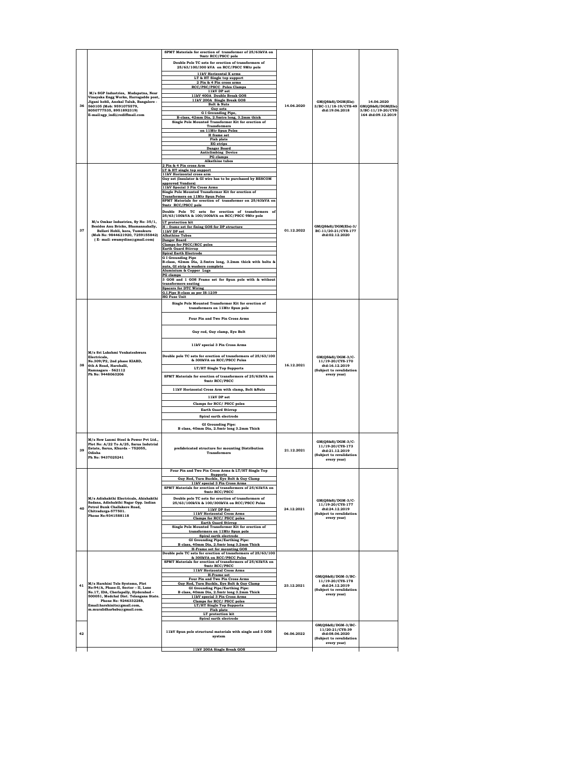| | | | | | |
|---|---|---|---|---|---|
| 36 | M/s SGP Industries, Madapatna, Near Vinayaka Engg Works, Harragadde post, Jigani hobli, Anekal Taluk, Bangalore - 560105 (Mob: 9591075579, 8050777535, 8951892319) E-mail:sgp_indl@rediffmail.com | SPMT Materials for erection of transformer of 25/63kVA on 9mtr RCC/PSCC pole<br>Double Pole TC sets for erection of transformers of 25/63/100/300 kVA on RCC/PSCC 9Mtr pole<br>11kV Horizontal X arms<br>LT & HT Single top support<br>2 Pin & 4 Pin cross arms<br>RCC/PSC/PSCC Poles Clamps<br>11kV DP set<br>11kV 400A Double Break GOS<br>11kV 200A Single Break GOS<br>Bolt & Nuts<br>Guy sets<br>G I Grounding Pipe,<br>B-class, 42mm Dia, 2.5mtrs long, 3.2mm thick<br>Single Pole Mounted Transformer Kit for erection of Transformers<br>on 11Mtr Spun Poles<br>H frame set<br>Fish plate<br>EG strips<br>Danger Board<br>Anticlimbing Device<br>PG clamps<br>Alkathine tubes | 14.06.2020 | GM(QS&S)/DGM(Ele)-3/BC-11/18-19/CYS-49 dtd:19.06.2018 | 14.06.2020 GM(QS&S)/DGM(Ele)-3/BC-11/19-20/CYS-164 dtd:09.12.2019 |
| 37 | M/s Omkar Industries, Sy No: 35/1, Besides Anu Bricks, Bhamannahally, Bellavi Hobli, kora, Tumukuru (Mob No: 9844621920, 7259155842) ( E- mail: swamydine@gmail.com) | 2 Pin & 4 Pin cross Arm<br>LT & HT single top support<br>11kV Horizontal cross arm<br>Guy set (Insulator & GI wire has to be purchased by BESCOM approved Vendors)<br>11kV Special 3 Pin Cross Arms<br>Single Pole Mounted Transformer Kit for erection of Transformers on 11Mtr Spun Poles<br>SPMT Materials for erection of transformer on 25/63kVA on 9mtr RCC/PSCC pole<br>Double Pole TC sets for erection of transformers of 25/63/100kVA & 100/300kVA on RCC/PSCC 9Mtr pole<br>LT protection kit<br>H - frame set for fixing GOS for DP structure<br>11kV DP set<br>Alkathine Tubes<br>Danger Board<br>Clamps for PSCC/RCC poles<br>Earth Guard Stirrup<br>Spiral Earth Electrode<br>G I Grounding Pipe<br>B-class, 42mm Dia, 2.5mtrs long, 3.2mm thick with bolts & nuts, GI strip & washers complete<br>Aluminium & Copper Lugs<br>PG clamps<br>3 GOS and 1 GOS Frame set for Spun pole with & without transformers seating<br>Spacers for DTC Wiring<br>G.I.Pipe B-class as per IS-1239<br>HG Fuse Unit | 01.12.2022 | GM(QS&S)/DGM(Ele)-3/BC-11/20-21/CYS-177 dtd:02.12.2020 | |
| 38 | M/s Sri Lakshmi Venkateshwara Electricals, No.309/P2, 2nd phase KIADB, 6th A Road, Harohalli, Ramnagara - 562112 Ph No: 9448063206 | Single Pole Mounted Transformer Kit for erection of transformers on 11Mtr Spun pole<br>Four Pin and Two Pin Cross Arms<br>Guy rod, Guy clamp, Eye Bolt<br>11kV special 3 Pin Cross Arms<br>Double pole TC sets for erection of transformers of 25/63/100 & 300kVA on RCC/PSCC Poles<br>LT/HT Single Top Supports<br>SPMT Materials for erection of transformers of 25/63kVA on 9mtr RCC/PSCC<br>11kV Horizontal Cross Arm with clamp, Bolt &Nuts<br>11kV DP set<br>Clamps for RCC/ PSCC poles<br>Earth Guard Stirrup<br>Spiral earth electrode<br>GI Grounding Pipe:<br>B class, 40mm Dia, 2.5mtr long 3.2mm Thick | 16.12.2021 | GM(QS&S)/DGM-3/C-11/19-20/CYS-170 dtd:16.12.2019 (Subject to revalidation every year) | |
| 39 | M/s New Laxmi Steel & Power Pvt Ltd., Plot No: A/22 To A/25, Sarua Indutrial Estate, Sarua, Khurda – 752055, Odisha Ph No: 9437025241 | prefabricated structure for mounting Distribution Transformers | 21.12.2021 | GM(QS&S)/DGM-3/C-11/19-20/CYS-173 dtd:21.12.2019 (Subject to revalidation every year) | |
| 40 | M/s Adishakthi Electricals, Ahishakthi Sadana, Adishakthi Nagar Opp. Indian Petrol Bunk Challakere Road, Chitradurga-577501. Phone No:9341588118 | Four Pin and Two Pin Cross Arms & LT/HT Single Top Supports<br>Guy Rod, Turn Buckle, Eye Bolt & Guy Clamp<br>11kV special 3 Pin Cross Arms<br>SPMT Materials for erection of transformers of 25/63kVA on 9mtr RCC/PSCC<br>Double pole TC sets for erection of transformers of 25/63/100kVA & 100/300kVA on RCC/PSCC Poles<br>11kV DP Set<br>11kV Horizontal Cross Arms<br>Clamps for RCC/ PSCC poles<br>Earth Guard Stirrup<br>Single Pole Mounted Transformer Kit for erection of transformers on 11Mtr Spun pole<br>Spiral earth electrode<br>GI Grounding Pipe/Earthing Pipe:<br>B class, 40mm Dia, 2.5mtr long 3.2mm Thick<br>H-Frame set for mounting GOS | 24.12.2021 | GM(QS&S)/DGM-3/C-11/19-20/CYS-177 dtd:24.12.2019 (Subject to revalidation every year) | |
| 41 | M/s Harshini Tele Systems, Plot No:94/A, Phase-II, Sector – II, Lane No.17, IDA, Cherlapally, Hyderabad – 500051, Medchal Dist. Telangana State. Phone No: 9246332288, Email:harshinits@gmail.com, m.muralidharbabu@gmail.com. | Double pole TC sets for erection of transformers of 25/63/100 & 300kVA on RCC/PSCC Poles<br>SPMT Materials for erection of transformers of 25/63kVA on 9mtr RCC/PSCC<br>11kV Horizontal Cross Arms<br>H-Frame set<br>Four Pin and Two Pin Cross Arms<br>Guy Rod, Turn Buckle, Eye Bolt & Guy Clamp<br>GI Grounding Pipe/Earthing Pipe:<br>B class, 40mm Dia, 2.5mtr long 3.2mm Thick<br>11kV special 3 Pin Cross Arms<br>Clamps for RCC/ PSCC poles<br>LT/HT Single Top Supports<br>Fish plate<br>LT protection kit<br>Spiral earth electrode | 23.12.2021 | GM(QS&S)/DGM-3/BC-11/19-20/CYS-178 dtd:24.12.2019 (Subject to revalidation every year) | |
| 42 | | 11kV Spun pole structural materials with single and 3 GOS system | 06.06.2022 | GM(QS&S)/DGM-3/BC-11/20-21/CYS-39 dtd:08.06.2020 (Subject to revalidation every year) | |
| | | 11kV 200A Single Break GOS | | | |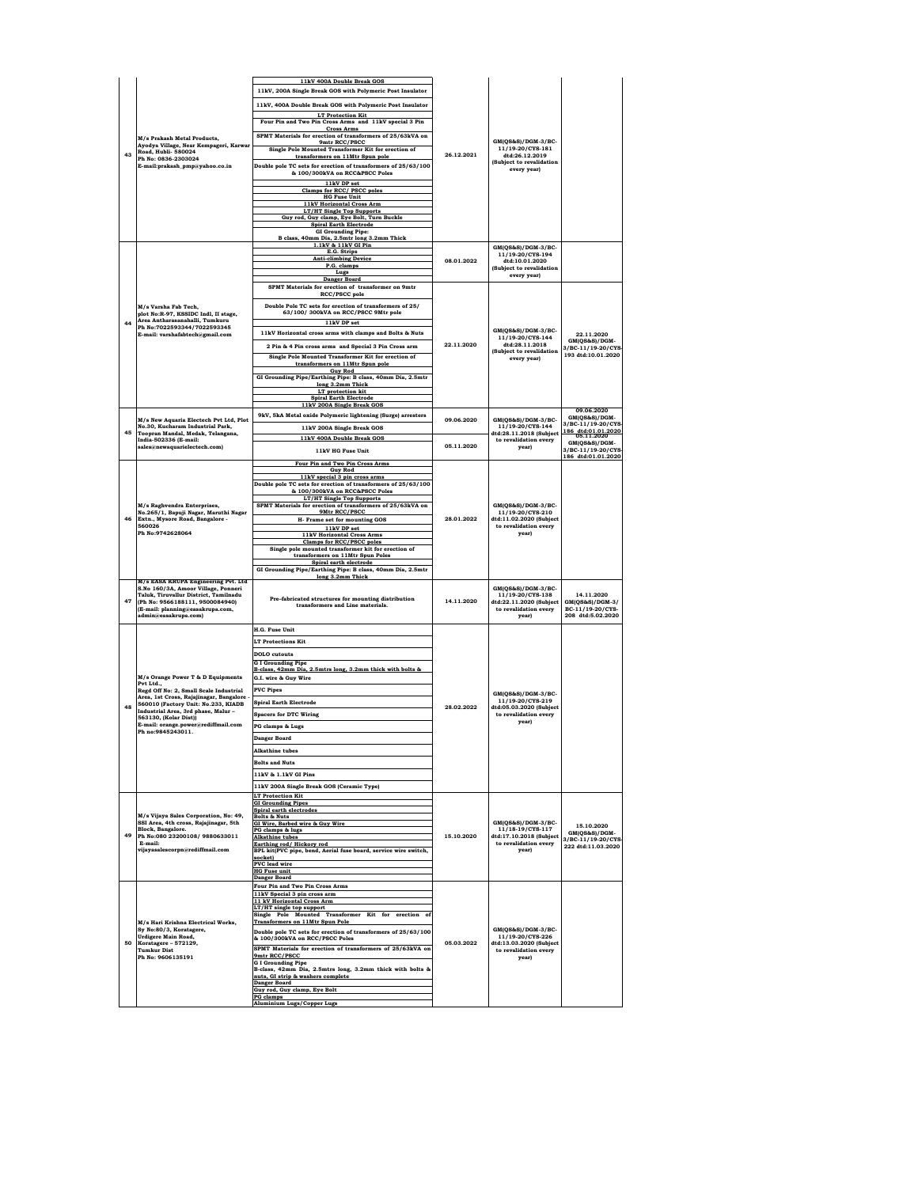| 43 | M/s Prakash Metal Products, Ayodya Village, Near Kempageri, Karwar Road, Hubli- 580024 Ph No: 0836-2303024 E-mail:prakash_pmp@yahoo.co.in | 11kV 400A Double Break GOS<br>11kV, 200A Single Break GOS with Polymeric Post Insulator<br>11kV, 400A Double Break GOS with Polymeric Post Insulator<br>LT Protection Kit<br>Four Pin and Two Pin Cross Arms and 11kV special 3 Pin Cross Arms<br>SPMT Materials for erection of transformers of 25/63kVA on 9mtr RCC/PSCC<br>Single Pole Mounted Transformer Kit for erection of transformers on 11Mtr Spun pole<br>Double pole TC sets for erection of transformers of 25/63/100 & 100/300kVA on RCC&PSCC Poles<br>11kV DP set<br>Clamps for RCC/ PSCC poles<br>HG Fuse Unit<br>11kV Horizontal Cross Arm<br>LT/HT Single Top Supports<br>Guy rod, Guy clamp, Eye Bolt, Turn Buckle<br>Spiral Earth Electrode<br>GI Grounding Pipe: B class, 40mm Dia, 2.5mtr long 3.2mm Thick | 26.12.2021 | GM(QS&S)/DGM-3/BC-11/19-20/CYS-181 dtd:26.12.2019 (Subject to revalidation every year) | |
|---|---|---|---|---|---|
| 44 | M/s Varsha Fab Tech, plot No:R-97, KSSIDC Indl, II stage, Area Antharasanahalli, Tumkuru Ph No:7022593344/7022593345 E-mail: varshafabtech@gmail.com | 1.1kV & 11kV GI Pin<br>E.G. Strips<br>Anti-climbing Device<br>P.G. clamps<br>Lugs<br>Danger Board | 08.01.2022 | GM(QS&S)/DGM-3/BC-11/19-20/CYS-194 dtd:10.01.2020 (Subject to revalidation every year) | |
| | | SPMT Materials for erection of transformer on 9mtr RCC/PSCC pole<br>Double Pole TC sets for erection of transformers of 25/ 63/100/ 300kVA on RCC/PSCC 9Mtr pole<br>11kV DP set<br>11kV Horizontal cross arms with clamps and Bolts & Nuts<br>2 Pin & 4 Pin cross arms and Special 3 Pin Cross arm<br>Single Pole Mounted Transformer Kit for erection of transformers on 11Mtr Spun pole<br>Guy Rod<br>GI Grounding Pipe/Earthing Pipe: B class, 40mm Dia, 2.5mtr long 3.2mm Thick<br>LT protection kit<br>Spiral Earth Electrode | 22.11.2020 | GM(QS&S)/DGM-3/BC-11/19-20/CYS-144 dtd:28.11.2018 (Subject to revalidation every year) | 22.11.2020 GM(QS&S)/DGM-3/BC-11/19-20/CYS-193 dtd:10.01.2020 |
| 45 | M/s New Aquaria Electech Pvt Ltd, Plot No.30, Kucharam Industrial Park, Toopran Mandal, Medak, Telangana, India-502336 (E-mail: sales@newaquarielectech.com) | 11kV 200A Single Break GOS<br>9kV, 5kA Metal oxide Polymeric lightening (Surge) arresters<br>11kV 200A Single Break GOS | 09.06.2020 | GM(QS&S)/DGM-3/BC-11/19-20/CYS-144 dtd:28.11.2018 (Subject to revalidation every year) | 09.06.2020 GM(QS&S)/DGM-3/BC-11/19-20/CYS-186 dtd:01.01.2020 |
| | | 11kV 400A Double Break GOS<br>11kV HG Fuse Unit | 05.11.2020 | | 05.11.2020 GM(QS&S)/DGM-3/BC-11/19-20/CYS-186 dtd:01.01.2020 |
| 46 | M/s Raghvendra Enterprises, No.265/1, Bapuji Nagar, Maruthi Nagar Extn., Mysore Road, Bangalore - 560026 Ph No:9742628064 | Four Pin and Two Pin Cross Arms<br>Guy Rod<br>11kV special 3 pin cross arms<br>Double pole TC sets for erection of transformers of 25/63/100 & 100/300kVA on RCC&PSCC Poles<br>LT/HT Single Top Supports<br>SPMT Materials for erection of transformers of 25/63kVA on 9Mtr RCC/PSCC<br>H- Frame set for mounting GOS<br>11kV DP set<br>11kV Horizontal Cross Arms<br>Clamps for RCC/PSCC poles<br>Single pole mounted transformer kit for erection of transformers on 11Mtr Spun Poles<br>Spiral earth electrode<br>GI Grounding Pipe/Earthing Pipe: B class, 40mm Dia, 2.5mtr long 3.2mm Thick | 28.01.2022 | GM(QS&S)/DGM-3/BC-11/19-20/CYS-210 dtd:11.02.2020 (Subject to revalidation every year) | |
| 47 | M/s EASA KRUPA Engineering Pvt. Ltd S.No 160/3A, Amoor Village, Ponneri Taluk, Tiruvallur District, Tamilnadu (Ph No: 9566188111, 9500084940) (E-mail: planning@easakrupa.com, admin@easakrupa.com) | Pre-fabricated structures for mounting distribution transformers and Line materials. | 14.11.2020 | GM(QS&S)/DGM-3/BC-11/19-20/CYS-138 dtd:22.11.2020 (Subject to revalidation every year) | 14.11.2020 GM(QS&S)/DGM-3/ BC-11/19-20/CYS-208 dtd:5.02.2020 |
| 48 | M/s Orange Power T & D Equipments Pvt Ltd., Regd Off No: 2, Small Scale Industrial Area, 1st Cross, Rajajinagar, Bangalore - 560010 (Factory Unit: No.233, KIADB Industrial Area, 3rd phase, Malur – 563130, (Kolar Dist)) E-mail: orange.power@rediffmail.com Ph no:9845243011. | H.G. Fuse Unit<br>LT Protections Kit<br>DOLO cutouts<br>G I Grounding Pipe B-class, 42mm Dia, 2.5mtrs long, 3.2mm thick with bolts &<br>G.I. wire & Guy Wire<br>PVC Pipes<br>Spiral Earth Electrode<br>Spacers for DTC Wiring<br>PG clamps & Lugs<br>Danger Board<br>Alkathine tubes<br>Bolts and Nuts<br>11kV & 1.1kV GI Pins<br>11kV 200A Single Break GOS (Ceramic Type) | 28.02.2022 | GM(QS&S)/DGM-3/BC-11/19-20/CYS-219 dtd:05.03.2020 (Subject to revalidation every year) | |
| 49 | M/s Vijaya Sales Corporation, No: 49, SSI Area, 4th cross, Rajajinagar, 5th Block, Bangalore. Ph No:080 23200108/ 9880633011 E-mail: vijayasalescorpn@rediffmail.com | LT Protection Kit<br>GI Grounding Pipes<br>Spiral earth electrodes<br>Bolts & Nuts<br>GI Wire, Barbed wire & Guy Wire<br>PG clamps & lugs<br>Alkathine tubes<br>Earthing rod/ Hickory rod<br>BPL kit(PVC pipe, bend, Aerial fuse board, service wire switch, socket)<br>PVC lead wire<br>HG Fuse unit<br>Danger Board | 15.10.2020 | GM(QS&S)/DGM-3/BC-11/18-19/CYS-117 dtd:17.10.2018 (Subject to revalidation every year) | 15.10.2020 GM(QS&S)/DGM-3/BC-11/19-20/CYS-222 dtd:11.03.2020 |
| 50 | M/s Hari Krishna Electrical Works, Sy No:80/3, Koratagere, Urdigere Main Road, Koratagere – 572129, Tumkur Dist Ph No: 9606135191 | Four Pin and Two Pin Cross Arms<br>11kV Special 3 pin cross arm<br>11 kV Horizontal Cross Arm<br>LT/HT single top support<br>Single Pole Mounted Transformer Kit for erection of Transformers on 11Mtr Spun Pole<br>Double pole TC sets for erection of transformers of 25/63/100 & 100/300kVA on RCC/PSCC Poles<br>SPMT Materials for erection of transformers of 25/63kVA on 9mtr RCC/PSCC<br>G I Grounding Pipe B-class, 42mm Dia, 2.5mtrs long, 3.2mm thick with bolts & nuts, GI strip & washers complete<br>Danger Board<br>Guy rod, Guy clamp, Eye Bolt<br>PG clamps<br>Aluminium Lugs/Copper Lugs | 05.03.2022 | GM(QS&S)/DGM-3/BC-11/19-20/CYS-226 dtd:13.03.2020 (Subject to revalidation every year) | |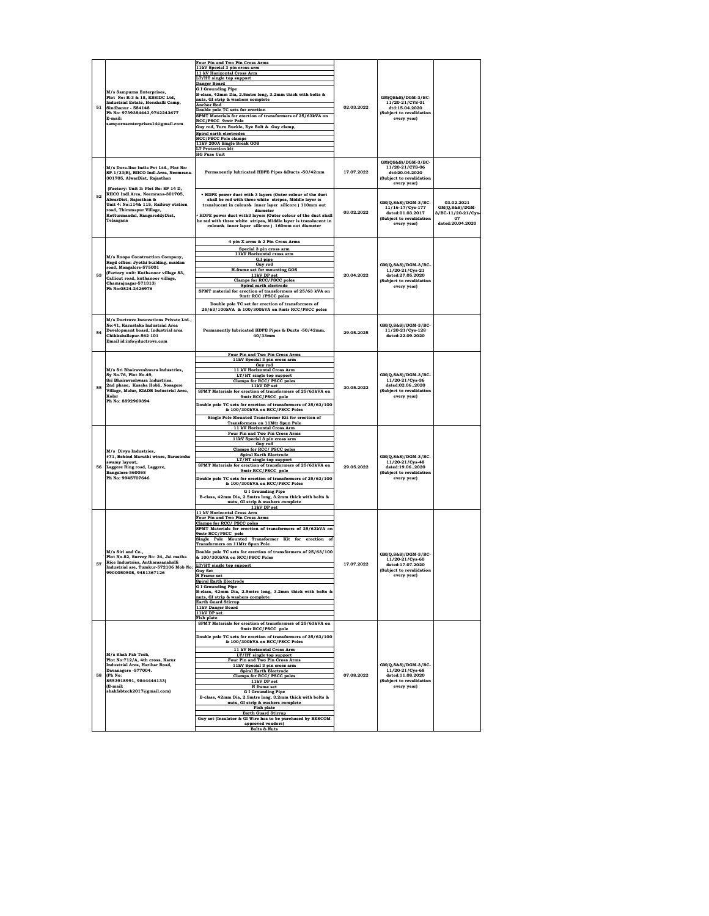| 51 | M/s Sampurna Enterprises, Plot No: R-3 & 18, KSSIDC Ltd, Industrial Estate, Hosahalli Camp, Sindhanur - 584148 Ph No: 9739384442,9742243677 E-mail: sampurnaenterprises14@gmail.com | Four Pin and Two Pin Cross Arms<br>11kV Special 3 pin cross arm<br>11 kV Horizontal Cross Arm<br>LT/HT single top support<br>Danger Board<br>G I Grounding Pipe<br>B-class, 42mm Dia, 2.5mtrs long, 3.2mm thick with bolts & nuts, GI strip & washers complete<br>Anchor Rod<br>Double pole TC sets for erection<br>SPMT Materials for erection of transformers of 25/63kVA on RCC/PSCC 9mtr Pole<br>Guy rod, Turn Buckle, Eye Bolt & Guy clamp,<br>Spiral earth electrodes<br>RCC/PSCC Pole clamps<br>11kV 200A Single Break GOS<br>LT Protection kit<br>HG Fuse Unit | 02.03.2022 | GM(QS&S)/DGM-3/BC-11/20-21/CYS-01 dtd:15.04.2020 (Subject to revalidation every year) | |
|---|---|---|---|---|---|
| 52 | M/s Dura-line India Pvt Ltd., Plot No: SP-1/33(B), RIICO Indl.Area, Neemrana-301705, AlwarDist, Rajasthan<br><br>(Factory: Unit 3: Plot No: SP 14 D, RIICO Indl.Area, Neemrana-301705, AlwarDist, Rajasthan & Unit 4: No:114& 115, Railway station road, Thimmapur Village, Kotturmandal, RangareddyDist, Telangana | Permanently lubricated HDPE Pipes &Ducts -50/42mm | 17.07.2022 | GM(QS&S)/DGM-3/BC-11/20-21/CYS-06 dtd:20.04.2020 (Subject to revalidation every year) | |
| | | • HDPE power duct with 3 layers (Outer colour of the duct shall be red with three white stripes, Middle layer is translucent in colour& inner layer silicore ) 110mm out diameter<br>• HDPE power duct with3 layers (Outer colour of the duct shall be red with three white stripes, Middle layer is translucent in colour& inner layer silicore ) 160mm out diameter | 03.02.2022 | GM(Q,S&S)/DGM-3/BC-11/16-17/Cys-177 dated:01.03.2017 (Subject to revalidation every year) | 03.02.2021 GM(Q,S&S)/DGM-3/BC-11/20-21/Cys-07 dated:20.04.2020 |
| 53 | M/s Roopa Construction Company, Regd office: Jyothi building, maidan road, Mangalore-575001 (Factory unit: Kuthanoor village 83, Callicut road, kuthanoor village, Chamrajnagar-571313) Ph No:0824-2426976 | 4 pin X arms & 2 Pin Cross Arms<br>Special 3 pin cross arm<br>11kV Horizontal cross arm<br>G.I pipe<br>Guy rod<br>H-frame set for mounting GOS<br>11kV DP set<br>Clamps for RCC/PSCC poles<br>Spiral earth electrode<br>SPMT material for erection of transformers of 25/63 kVA on 9mtr RCC /PSCC poles<br>Double pole TC set for erection of transformers of 25/63/100kVA & 100/300kVA on 9mtr RCC/PSCC poles | 20.04.2022 | GM(Q,S&S)/DGM-3/BC-11/20-21/Cys-21 dated:27.05.2020 (Subject to revalidation every year) | |
| 54 | M/s Ductrove Innovations Private Ltd., No:41, Karnataka Industrial Area Development board, Industrial area Chikkaballapur-562 101 Email id:info@ductrove.com | Permanently lubricated HDPE Pipes & Ducts -50/42mm, 40/33mm | 29.05.2025 | GM(Q,S&S)/DGM-3/BC-11/20-21/Cys-128 dated:22.09.2020 | |
| 55 | M/s Sri Bhairaveshwara Industries, Sy No.76, Plot No.49, Sri Bhairaveshwara Industries, 2nd phase, Kasaba Hobli, Nosagere Village, Malur, KIADB Industrial Area, Kolar Ph No: 8892969394 | Four Pin and Two Pin Cross Arms<br>11kV Special 3 pin cross arm<br>Guy rod<br>11 kV Horizontal Cross Arm<br>LT/HT single top support<br>Clamps for RCC/ PSCC poles<br>11kV DP set<br>SPMT Materials for erection of transformers of 25/63kVA on 9mtr RCC/PSCC pole<br>Double pole TC sets for erection of transformers of 25/63/100 & 100/300kVA on RCC/PSCC Poles<br>Single Pole Mounted Transformer Kit for erection of Transformers on 11Mtr Spun Pole | 30.05.2022 | GM(Q,S&S)/DGM-3/BC-11/20-21/Cys-36 dated:02.06..2020 (Subject to revalidation every year) | |
| 56 | M/s Divya Industries, #71, Behind Maruthi wines, Narasimha swamy layout, Laggere Ring road, Laggere, Bangalore-560058 Ph No: 9945707646 | 11 kV Horizontal Cross Arm<br>Four Pin and Two Pin Cross Arms<br>11kV Special 3 pin cross arm<br>Guy rod<br>Clamps for RCC/ PSCC poles<br>Spiral Earth Electrode<br>LT/HT single top support<br>SPMT Materials for erection of transformers of 25/63kVA on 9mtr RCC/PSCC pole<br>Double pole TC sets for erection of transformers of 25/63/100 & 100/300kVA on RCC/PSCC Poles<br>G I Grounding Pipe<br>B-class, 42mm Dia, 2.5mtrs long, 3.2mm thick with bolts & nuts, GI strip & washers complete<br>11kV DP set | 29.05.2022 | GM(Q,S&S)/DGM-3/BC-11/20-21/Cys-48 dated:19.06..2020 (Subject to revalidation every year) | |
| 57 | M/s Siri and Co., Plot No.82, Survey No: 24, Jai matha Rice Industries, Antharasanahalli Industrial are, Tumkur-572106 Mob No: 9900050508, 9481367126 | 11 kV Horizontal Cross Arm<br>Four Pin and Two Pin Cross Arms<br>Clamps for RCC/ PSCC poles<br>SPMT Materials for erection of transformers of 25/63kVA on 9mtr RCC/PSCC pole<br>Single Pole Mounted Transformer Kit for erection of Transformers on 11Mtr Spun Pole<br>Double pole TC sets for erection of transformers of 25/63/100 & 100/300kVA on RCC/PSCC Poles<br>LT/HT single top support<br>Guy Set<br>H Frame set<br>Spiral Earth Electrode<br>G I Grounding Pipe<br>B-class, 42mm Dia, 2.5mtrs long, 3.2mm thick with bolts & nuts, GI strip & washers complete<br>Earth Guard Stirrup<br>11kV Danger Board<br>11kV DP set<br>Fish plate | 17.07.2022 | GM(Q,S&S)/DGM-3/BC-11/20-21/Cys-60 dated:17.07.2020 (Subject to revalidation every year) | |
| 58 | M/s Shah Fab Tech, Plot No:712/A, 4th cross, Karur Industrial Area, Harihar Road, Davanagere -577004. (Ph No: 8553918991, 9844444133) (E-mail: shahfabtech2017@gmail.com) | SPMT Materials for erection of transformers of 25/63kVA on 9mtr RCC/PSCC pole<br>Double pole TC sets for erection of transformers of 25/63/100 & 100/300kVA on RCC/PSCC Poles<br>11 kV Horizontal Cross Arm<br>LT/HT single top support<br>Four Pin and Two Pin Cross Arms<br>11kV Special 3 pin cross arm<br>Spiral Earth Electrode<br>Clamps for RCC/ PSCC poles<br>11kV DP set<br>H frame set<br>G I Grounding Pipe<br>B-class, 42mm Dia, 2.5mtrs long, 3.2mm thick with bolts & nuts, GI strip & washers complete<br>Fish plate<br>Earth Guard Stirrup<br>Guy set (Insulator & GI Wire has to be purchased by BESCOM approved vendors)<br>Bolts & Nuts | 07.08.2022 | GM(Q,S&S)/DGM-3/BC-11/20-21/Cys-68 dated:11.08.2020 (Subject to revalidation every year) | |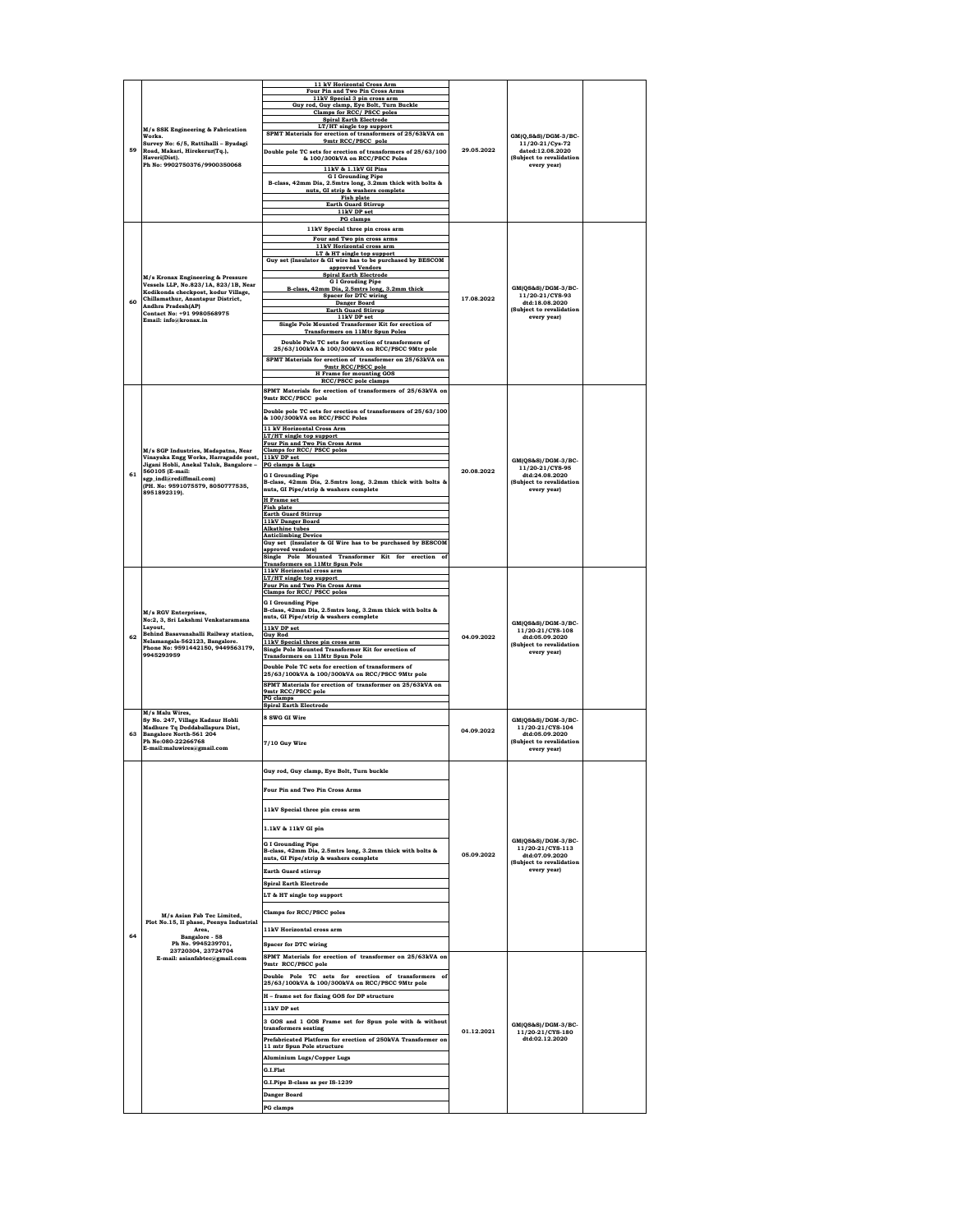| 59 | M/s SSK Engineering & Fabrication Works. Survey No: 6/5, Rattihalli – Byadagi Road, Makari, Hirekerur(Tq.), Haveri(Dist). Ph No: 9902750376/9900350068 | 11 kV Horizontal Cross Arm<br>Four Pin and Two Pin Cross Arms<br>11kV Special 3 pin cross arm<br>Guy rod, Guy clamp, Eye Bolt, Turn Buckle<br>Clamps for RCC/ PSCC poles<br>Spiral Earth Electrode<br>LT/HT single top support<br>SPMT Materials for erection of transformers of 25/63kVA on 9mtr RCC/PSCC pole<br>Double pole TC sets for erection of transformers of 25/63/100 & 100/300kVA on RCC/PSCC Poles<br>11kV & 1.1kV GI Pins<br>G I Grounding Pipe<br>B-class, 42mm Dia, 2.5mtrs long, 3.2mm thick with bolts & nuts, GI strip & washers complete<br>Fish plate<br>Earth Guard Stirrup<br>11kV DP set<br>PG clamps | 29.05.2022 | GM(Q,S&S)/DGM-3/BC-11/20-21/Cys-72 dated:12.08.2020 (Subject to revalidation every year) | |
|---|---|---|---|---|---|
| 60 | M/s Kronax Engineering & Pressure Vessels LLP, No.823/1A, 823/1B, Near Kodikonda checkpost, kodur Village, Chillemathur, Anantapur District, Andhra Pradesh(AP) Contact No: +91 9980568975 Email: info@kronax.in | 11kV Special three pin cross arm<br>Four and Two pin cross arms<br>11kV Horizontal cross arm<br>LT & HT single top support<br>Guy set (Insulator & GI wire has to be purchased by BESCOM approved Vendors<br>Spiral Earth Electrode<br>G I Grouding Pipe<br>B-class, 42mm Dia, 2.5mtrs long, 3.2mm thick<br>Spacer for DTC wiring<br>Danger Board<br>Earth Guard Stirrup<br>11kV DP set<br>Single Pole Mounted Transformer Kit for erection of Transformers on 11Mtr Spun Poles<br>Double Pole TC sets for erection of transformers of 25/63/100kVA & 100/300kVA on RCC/PSCC 9Mtr pole<br>SPMT Materials for erection of transformer on 25/63kVA on 9mtr RCC/PSCC pole<br>H Frame for mounting GOS<br>RCC/PSCC pole clamps | 17.08.2022 | GM(QS&S)/DGM-3/BC-11/20-21/CYS-93 dtd:18.08.2020 (Subject to revalidation every year) | |
| 61 | M/s SGP Industries, Madapatna, Near Vinayaka Engg Works, Harragadde post, Jigani Hobli, Anekal Taluk, Bangalore – 560105 (E-mail: sgp_indl@rediffmail.com) (PH. No: 9591075579, 8050777535, 8951892319). | SPMT Materials for erection of transformers of 25/63kVA on 9mtr RCC/PSCC pole<br>Double pole TC sets for erection of transformers of 25/63/100 & 100/300kVA on RCC/PSCC Poles<br>11 kV Horizontal Cross Arm<br>LT/HT single top support<br>Four Pin and Two Pin Cross Arms<br>Clamps for RCC/ PSCC poles<br>11kV DP set<br>PG clamps & Lugs<br>G I Grounding Pipe<br>B-class, 42mm Dia, 2.5mtrs long, 3.2mm thick with bolts & nuts, GI Pipe/strip & washers complete<br>H Frame set<br>Fish plate<br>Earth Guard Stirrup<br>11kV Danger Board<br>Alkathine tubes<br>Anticlimbing Device<br>Guy set (Insulator & GI Wire has to be purchased by BESCOM approved vendors)<br>Single Pole Mounted Transformer Kit for erection of Transformers on 11Mtr Spun Pole | 20.08.2022 | GM(QS&S)/DGM-3/BC-11/20-21/CYS-95 dtd:24.08.2020 (Subject to revalidation every year) | |
| 62 | M/s RGV Enterprises, No:2, 3, Sri Lakshmi Venkataramana Layout, Behind Basavanahalli Railway station, Nelamangala-562123, Bangalore. Phone No: 9591442150, 9449563179, 9945293959 | 11kV Horizontal cross arm<br>LT/HT single top support<br>Four Pin and Two Pin Cross Arms<br>Clamps for RCC/ PSCC poles<br>G I Grounding Pipe<br>B-class, 42mm Dia, 2.5mtrs long, 3.2mm thick with bolts & nuts, GI Pipe/strip & washers complete<br>11kV DP set<br>Guy Rod<br>11kV Special three pin cross arm<br>Single Pole Mounted Transformer Kit for erection of Transformers on 11Mtr Spun Pole<br>Double Pole TC sets for erection of transformers of 25/63/100kVA & 100/300kVA on RCC/PSCC 9Mtr pole<br>SPMT Materials for erection of transformer on 25/63kVA on 9mtr RCC/PSCC pole<br>PG clamps<br>Spiral Earth Electrode | 04.09.2022 | GM(QS&S)/DGM-3/BC-11/20-21/CYS-108 dtd:05.09.2020 (Subject to revalidation every year) | |
| 63 | M/s Malu Wires, Sy No. 247, Village Kadnur Hobli Madhure Tq Doddaballapura Dist, Bangalore North-561 204 Ph No:080-22266768 E-mail:maluwires@gmail.com | 8 SWG GI Wire<br>7/10 Guy Wire | 04.09.2022 | GM(QS&S)/DGM-3/BC-11/20-21/CYS-104 dtd:05.09.2020 (Subject to revalidation every year) | |
| 64 | M/s Asian Fab Tec Limited, Plot No.15, II phase, Peenya Industrial Area, Bangalore - 58 Ph No. 9945239701, 23720304, 23724704 E-mail: asianfabtec@gmail.com | Guy rod, Guy clamp, Eye Bolt, Turn buckle<br>Four Pin and Two Pin Cross Arms<br>11kV Special three pin cross arm<br>1.1kV & 11kV GI pin<br>G I Grounding Pipe<br>B-class, 42mm Dia, 2.5mtrs long, 3.2mm thick with bolts & nuts, GI Pipe/strip & washers complete<br>Earth Guard stirrup<br>Spiral Earth Electrode<br>LT & HT single top support<br>Clamps for RCC/PSCC poles<br>11kV Horizontal cross arm<br>Spacer for DTC wiring | 05.09.2022 | GM(QS&S)/DGM-3/BC-11/20-21/CYS-113 dtd:07.09.2020 (Subject to revalidation every year) | |
| | | SPMT Materials for erection of transformer on 25/63kVA on 9mtr RCC/PSCC pole<br>Double Pole TC sets for erection of transformers of 25/63/100kVA & 100/300kVA on RCC/PSCC 9Mtr pole<br>H – frame set for fixing GOS for DP structure<br>11kV DP set<br>3 GOS and 1 GOS Frame set for Spun pole with & without transformers seating<br>Prefabricated Platform for erection of 250kVA Transformer on 11 mtr Spun Pole structure<br>Aluminium Lugs/Copper Lugs<br>G.I.Flat<br>G.I.Pipe B-class as per IS-1239<br>Danger Board<br>PG clamps | 01.12.2021 | GM(QS&S)/DGM-3/BC-11/20-21/CYS-180 dtd:02.12.2020 | |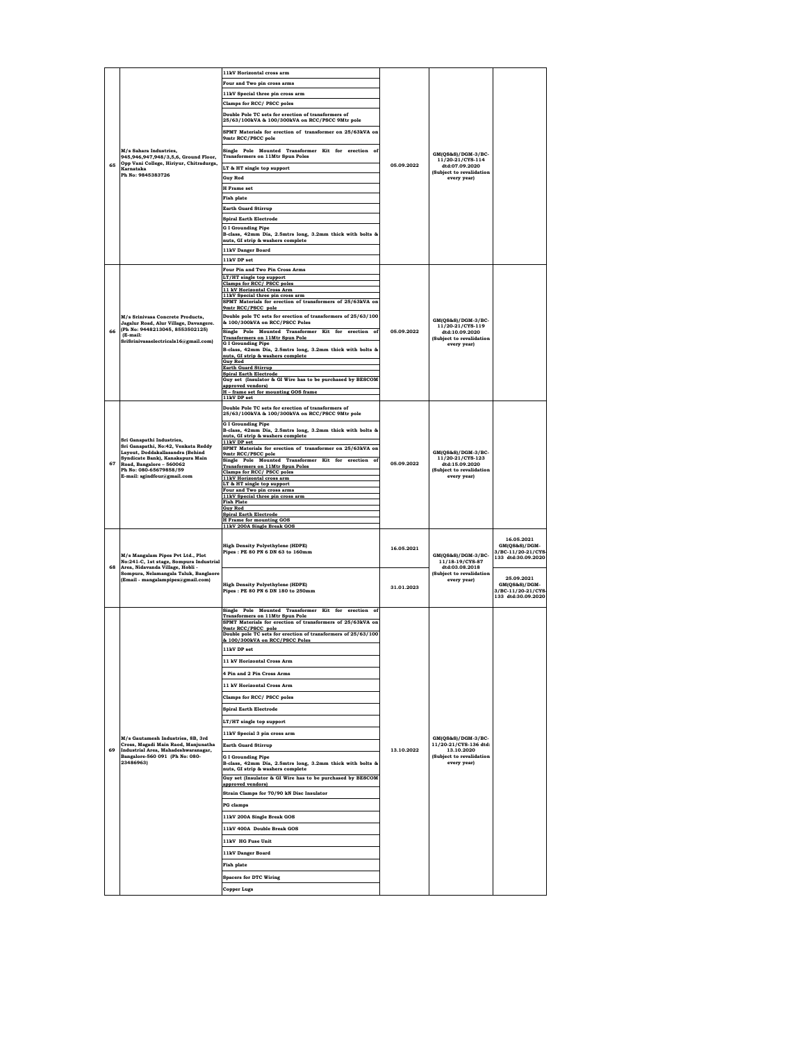| | | | | | |
|---|---|---|---|---|---|
| 65 | M/s Sahara Industries, 945,946,947,948/3,5,6, Ground Floor, Opp Vani College, Hiriyur, Chitradurga, Karnataka Ph No: 9845383726 | 11kV Horizontal cross arm<br>Four and Two pin cross arms<br>11kV Special three pin cross arm<br>Clamps for RCC/ PSCC poles<br>Double Pole TC sets for erection of transformers of 25/63/100kVA & 100/300kVA on RCC/PSCC 9Mtr pole<br>SPMT Materials for erection of transformer on 25/63kVA on 9mtr RCC/PSCC pole<br>Single Pole Mounted Transformer Kit for erection of Transformers on 11Mtr Spun Poles<br>LT & HT single top support<br>Guy Rod<br>H Frame set<br>Fish plate<br>Earth Guard Stirrup<br>Spiral Earth Electrode<br>G I Grounding Pipe B-class, 42mm Dia, 2.5mtrs long, 3.2mm thick with bolts & nuts, GI strip & washers complete<br>11kV Danger Board<br>11kV DP set | 05.09.2022 | GM(QS&S)/DGM-3/BC-11/20-21/CYS-114 dtd:07.09.2020 (Subject to revalidation every year) | |
| 66 | M/s Srinivasa Concrete Products, Jagalur Road, Alur Village, Davangere. (Ph No: 9448213045, 8553502125) (E-mail: SriSrinivasaelectricals16@gmail.com) | Four Pin and Two Pin Cross Arms<br>LT/HT single top support<br>Clamps for RCC/ PSCC poles<br>11 kV Horizontal Cross Arm<br>11kV Special three pin cross arm<br>SPMT Materials for erection of transformers of 25/63kVA on 9mtr RCC/PSCC pole<br>Double pole TC sets for erection of transformers of 25/63/100 & 100/300kVA on RCC/PSCC Poles<br>Single Pole Mounted Transformer Kit for erection of Transformers on 11Mtr Spun Pole<br>G I Grounding Pipe B-class, 42mm Dia, 2.5mtrs long, 3.2mm thick with bolts & nuts, GI strip & washers complete<br>Guy Rod<br>Earth Guard Stirrup<br>Spiral Earth Electrode<br>Guy set (Insulator & GI Wire has to be purchased by BESCOM approved vendors)<br>H – frame set for mounting GOS frame<br>11kV DP set | 05.09.2022 | GM(QS&S)/DGM-3/BC-11/20-21/CYS-119 dtd:10.09.2020 (Subject to revalidation every year) | |
| 67 | Sri Ganapathi Industries, Sri Ganapathi, No:42, Venkata Reddy Layout, Doddakallasandra (Behind Syndicate Bank), Kanakapura Main Road, Bangalore – 560062 Ph No: 080-65679858/59 E-mail: sgindfour@gmail.com | Double Pole TC sets for erection of transformers of 25/63/100kVA & 100/300kVA on RCC/PSCC 9Mtr pole<br>G I Grounding Pipe B-class, 42mm Dia, 2.5mtrs long, 3.2mm thick with bolts & nuts, GI strip & washers complete<br>11kV DP set<br>SPMT Materials for erection of transformer on 25/63kVA on 9mtr RCC/PSCC pole<br>Single Pole Mounted Transformer Kit for erection of Transformers on 11Mtr Spun Poles<br>Clamps for RCC/ PSCC poles<br>11kV Horizontal cross arm<br>LT & HT single top support<br>Four and Two pin cross arms<br>11kV Special three pin cross arm<br>Fish Plate<br>Guy Rod<br>Spiral Earth Electrode<br>H Frame for mounting GOS<br>11kV 200A Single Break GOS | 05.09.2022 | GM(QS&S)/DGM-3/BC-11/20-21/CYS-123 dtd:15.09.2020 (Subject to revalidation every year) | |
| 68 | M/s Mangalam Pipes Pvt Ltd., Plot No:241-C, 1st stage, Sompura Industrial Area, Nidavanda Village, Hobli - Sompura, Nelamangala Taluk, Banglaore (Email - mangalampipes@gmail.com) | High Density Polyethylene (HDPE) Pipes : PE 80 PN 6 DN 63 to 160mm | 16.05.2021 | GM(QS&S)/DGM-3/BC-11/18-19/CYS-87 dtd:03.08.2018 (Subject to revalidation every year) | 16.05.2021 GM(QS&S)/DGM-3/BC-11/20-21/CYS-133 dtd:30.09.2020 |
| | | High Density Polyethylene (HDPE) Pipes : PE 80 PN 6 DN 180 to 250mm | 31.01.2023 | | 25.09.2021 GM(QS&S)/DGM-3/BC-11/20-21/CYS-133 dtd:30.09.2020 |
| 69 | M/s Gautamesh Industries, 8B, 3rd Cross, Magadi Main Raod, Manjunatha Industrial Area, Mahadeshwaranagar, Bangalore-560 091 (Ph No: 080-23486963) | Single Pole Mounted Transformer Kit for erection of Transformers on 11Mtr Spun Pole<br>SPMT Materials for erection of transformers of 25/63kVA on 9mtr RCC/PSCC pole<br>Double pole TC sets for erection of transformers of 25/63/100 & 100/300kVA on RCC/PSCC Poles<br>11kV DP set<br>11 kV Horizontal Cross Arm<br>4 Pin and 2 Pin Cross Arms<br>11 kV Horizontal Cross Arm<br>Clamps for RCC/ PSCC poles<br>Spiral Earth Electrode<br>LT/HT single top support<br>11kV Special 3 pin cross arm<br>Earth Guard Stirrup<br>G I Grounding Pipe B-class, 42mm Dia, 2.5mtrs long, 3.2mm thick with bolts & nuts, GI strip & washers complete<br>Guy set (Insulator & GI Wire has to be purchased by BESCOM approved vendors)<br>Strain Clamps for 70/90 kN Disc Insulator<br>PG clamps<br>11kV 200A Single Break GOS<br>11kV 400A Double Break GOS<br>11kV HG Fuse Unit<br>11kV Danger Board<br>Fish plate<br>Spacers for DTC Wiring<br>Copper Lugs | 13.10.2022 | GM(QS&S)/DGM-3/BC-11/20-21/CYS-136 dtd: 13.10.2020 (Subject to revalidation every year) | |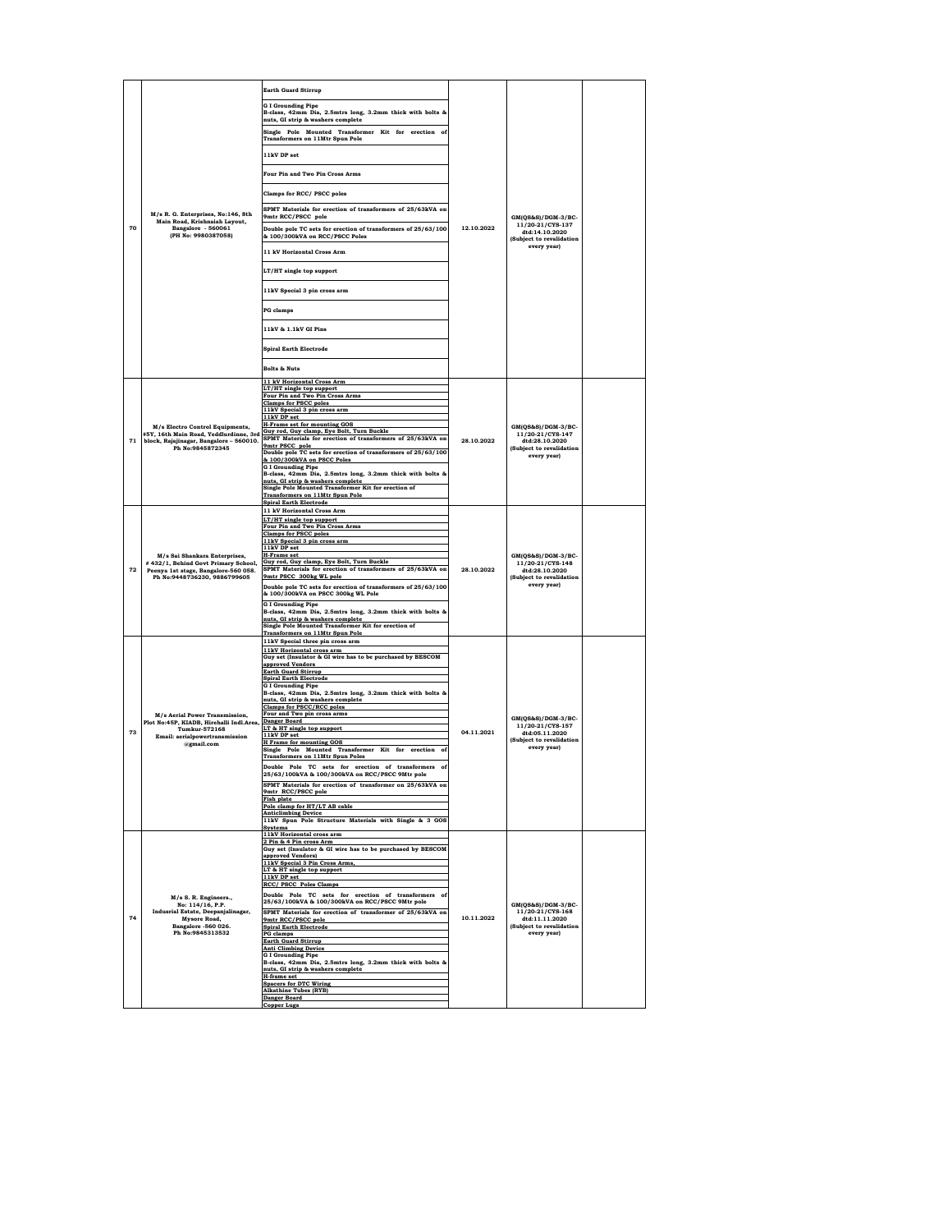| | | | | | |
|---|---|---|---|---|---|
| 70 | M/s R. G. Enterprises, No:146, 8th Main Road, Krishnaiah Layout, Bangalore - 560061 (PH No: 9980387058) | Earth Guard Stirrup<br>G I Grounding Pipe B-class, 42mm Dia, 2.5mtrs long, 3.2mm thick with bolts & nuts, GI strip & washers complete<br>Single Pole Mounted Transformer Kit for erection of Transformers on 11Mtr Spun Pole<br>11kV DP set<br>Four Pin and Two Pin Cross Arms<br>Clamps for RCC/ PSCC poles<br>SPMT Materials for erection of transformers of 25/63kVA on 9mtr RCC/PSCC pole<br>Double pole TC sets for erection of transformers of 25/63/100 & 100/300kVA on RCC/PSCC Poles<br>11 kV Horizontal Cross Arm<br>LT/HT single top support<br>11kV Special 3 pin cross arm<br>PG clamps<br>11kV & 1.1kV GI Pins<br>Spiral Earth Electrode<br>Bolts & Nuts | 12.10.2022 | GM(QS&S)/DGM-3/BC-11/20-21/CYS-137 dtd:14.10.2020 (Subject to revalidation every year) | |
| 71 | M/s Electro Control Equipments, #5Y, 16th Main Road, Yeddlurdinne, 3rd block, Rajajinagar, Bangalore – 560010. Ph No:9845872345 | 11 kV Horizontal Cross Arm<br>LT/HT single top support<br>Four Pin and Two Pin Cross Arms<br>Clamps for PSCC poles<br>11kV Special 3 pin cross arm<br>11kV DP set<br>H-Frame set for mounting GOS<br>Guy rod, Guy clamp, Eye Bolt, Turn Buckle<br>SPMT Materials for erection of transformers of 25/63kVA on 9mtr PSCC pole<br>Double pole TC sets for erection of transformers of 25/63/100 & 100/300kVA on PSCC Poles<br>G I Grounding Pipe B-class, 42mm Dia, 2.5mtrs long, 3.2mm thick with bolts & nuts, GI strip & washers complete<br>Single Pole Mounted Transformer Kit for erection of Transformers on 11Mtr Spun Pole<br>Spiral Earth Electrode | 28.10.2022 | GM(QS&S)/DGM-3/BC-11/20-21/CYS-147 dtd:28.10.2020 (Subject to revalidation every year) | |
| 72 | M/s Sai Shankara Enterprises, # 432/1, Behind Govt Primary School, Peenya 1st stage, Bangalore-560 058. Ph No:9448736230, 9886799605 | 11 kV Horizontal Cross Arm<br>LT/HT single top support<br>Four Pin and Two Pin Cross Arms<br>Clamps for PSCC poles<br>11kV Special 3 pin cross arm<br>11kV DP set<br>H-Frame set<br>Guy rod, Guy clamp, Eye Bolt, Turn Buckle<br>SPMT Materials for erection of transformers of 25/63kVA on 9mtr PSCC 300kg WL pole<br>Double pole TC sets for erection of transformers of 25/63/100 & 100/300kVA on PSCC 300kg WL Pole<br>G I Grounding Pipe B-class, 42mm Dia, 2.5mtrs long, 3.2mm thick with bolts & nuts, GI strip & washers complete<br>Single Pole Mounted Transformer Kit for erection of Transformers on 11Mtr Spun Pole | 28.10.2022 | GM(QS&S)/DGM-3/BC-11/20-21/CYS-148 dtd:28.10.2020 (Subject to revalidation every year) | |
| 73 | M/s Aerial Power Transmission, Plot No:45P, KIADB, Hirehalli Indl.Area, Tumkur-572168 Email: aerialpowertransmission @gmail.com | 11kV Special three pin cross arm<br>11kV Horizontal cross arm<br>Guy set (Insulator & GI wire has to be purchased by BESCOM approved Vendors<br>Earth Guard Stirrup<br>Spiral Earth Electrode<br>G I Grounding Pipe B-class, 42mm Dia, 2.5mtrs long, 3.2mm thick with bolts & nuts, GI strip & washers complete<br>Clamps for PSCC/RCC poles<br>Four and Two pin cross arms<br>Danger Board<br>LT & HT single top support<br>11kV DP set<br>H Frame for mounting GOS<br>Single Pole Mounted Transformer Kit for erection of Transformers on 11Mtr Spun Poles<br>Double Pole TC sets for erection of transformers of 25/63/100kVA & 100/300kVA on RCC/PSCC 9Mtr pole<br>SPMT Materials for erection of transformer on 25/63kVA on 9mtr RCC/PSCC pole<br>Fish plate<br>Pole clamp for HT/LT AB cable<br>Anticlimbing Device<br>11kV Spun Pole Structure Materials with Single & 3 GOS Systems | 04.11.2021 | GM(QS&S)/DGM-3/BC-11/20-21/CYS-157 dtd:05.11.2020 (Subject to revalidation every year) | |
| 74 | M/s S. R. Engineers., No: 114/16, P.P. Indusrial Estate, Deepanjalinagar, Mysore Road, Bangalore -560 026. Ph No:9845313532 | 11kV Horizontal cross arm<br>2 Pin & 4 Pin cross Arm<br>Guy set (Insulator & GI wire has to be purchased by BESCOM approved Vendors)<br>11kV Special 3 Pin Cross Arms,<br>LT & HT single top support<br>11kV DP set<br>RCC/ PSCC Poles Clamps<br>Double Pole TC sets for erection of transformers of 25/63/100kVA & 100/300kVA on RCC/PSCC 9Mtr pole<br>SPMT Materials for erection of transformer of 25/63kVA on 9mtr RCC/PSCC pole<br>Spiral Earth Electrode<br>PG clamps<br>Earth Guard Stirrup<br>Anti Climbing Device<br>G I Grounding Pipe B-class, 42mm Dia, 2.5mtrs long, 3.2mm thick with bolts & nuts, GI strip & washers complete<br>H-frame set<br>Spacers for DTC Wiring<br>Alkathine Tubes (RYB)<br>Danger Board<br>Copper Lugs | 10.11.2022 | GM(QS&S)/DGM-3/BC-11/20-21/CYS-168 dtd:11.11.2020 (Subject to revalidation every year) | |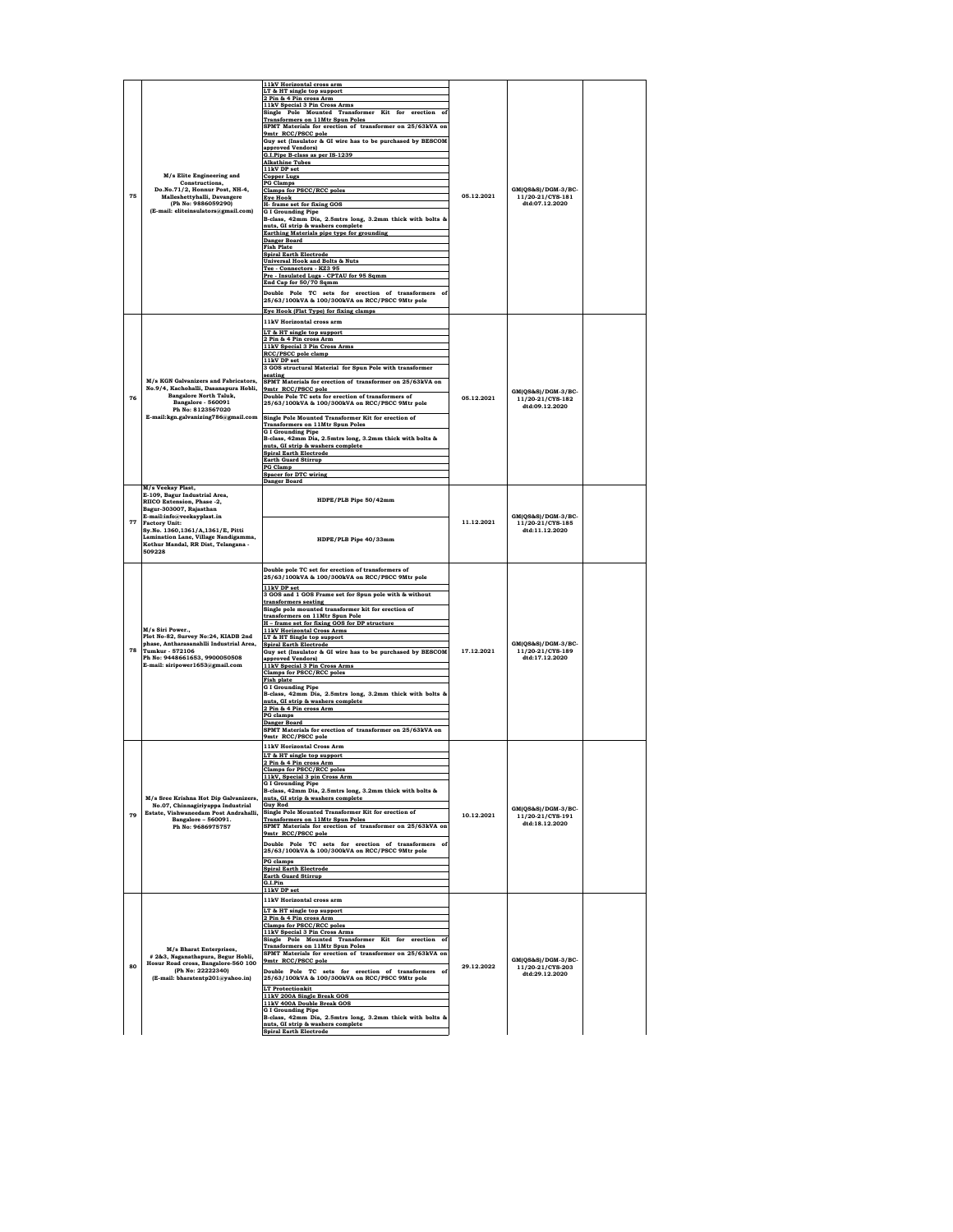| 75 | M/s Elite Engineering and Constructions, Do.No.71/2, Honnur Post, NH-4, Malleshettyhalli, Davangere (Ph No: 9886059290) (E-mail: eliteinsulators@gmail.com) | 11kV Horizontal cross arm<br>LT & HT single top support<br>2 Pin & 4 Pin cross Arm<br>11kV Special 3 Pin Cross Arms<br>Single Pole Mounted Transformer Kit for erection of Transformers on 11Mtr Spun Poles<br>SPMT Materials for erection of transformer on 25/63kVA on 9mtr RCC/PSCC pole<br>Guy set (Insulator & GI wire has to be purchased by BESCOM approved Vendors)<br>G.I.Pipe B-class as per IS-1239<br>Alkathine Tubes<br>11kV DP set<br>Copper Lugs<br>PG Clamps<br>Clamps for PSCC/RCC poles<br>Eye Hook<br>H- frame set for fixing GOS<br>G I Grounding Pipe<br>B-class, 42mm Dia, 2.5mtrs long, 3.2mm thick with bolts & nuts, GI strip & washers complete<br>Earthing Materials pipe type for grounding<br>Danger Board<br>Fish Plate<br>Spiral Earth Electrode<br>Universal Hook and Bolts & Nuts<br>Tee - Connectors - KZ3 95<br>Pre - Insulated Lugs - CPTAU for 95 Sqmm<br>End Cap for 50/70 Sqmm<br>Double Pole TC sets for erection of transformers of 25/63/100kVA & 100/300kVA on RCC/PSCC 9Mtr pole<br>Eye Hook (Flat Type) for fixing clamps | 05.12.2021 | GM(QS&S)/DGM-3/BC-11/20-21/CYS-181 dtd:07.12.2020 | |
|---|---|---|---|---|---|
| 76 | M/s KGN Galvanizers and Fabricators, No.9/4, Kachohalli, Dasanapura Hobli, Bangalore North Taluk, Bangalore - 560091 Ph No: 8123567020 E-mail:kgn.galvanizing786@gmail.com | 11kV Horizontal cross arm<br>LT & HT single top support<br>2 Pin & 4 Pin cross Arm<br>11kV Special 3 Pin Cross Arms<br>RCC/PSCC pole clamp<br>11kV DP set<br>3 GOS structural Material for Spun Pole with transformer seating<br>SPMT Materials for erection of transformer on 25/63kVA on 9mtr RCC/PSCC pole<br>Double Pole TC sets for erection of transformers of 25/63/100kVA & 100/300kVA on RCC/PSCC 9Mtr pole<br>Single Pole Mounted Transformer Kit for erection of Transformers on 11Mtr Spun Poles<br>G I Grounding Pipe<br>B-class, 42mm Dia, 2.5mtrs long, 3.2mm thick with bolts & nuts, GI strip & washers complete<br>Spiral Earth Electrode<br>Earth Guard Stirrup<br>PG Clamp<br>Spacer for DTC wiring<br>Danger Board | 05.12.2021 | GM(QS&S)/DGM-3/BC-11/20-21/CYS-182 dtd:09.12.2020 | |
| 77 | M/s Veekay Plast, E-109, Bagur Industrial Area, RIICO Extension, Phase -2, Bagur-303007, Rajasthan E-mail:info@veekayplast.in Factory Unit: Sy.No. 1360,1361/A,1361/E, Pitti Lamination Lane, Village Nandigamma, Kothur Mandal, RR Dist, Telangana - 509228 | HDPE/PLB Pipe 50/42mm<br>HDPE/PLB Pipe 40/33mm | 11.12.2021 | GM(QS&S)/DGM-3/BC-11/20-21/CYS-185 dtd:11.12.2020 | |
| 78 | M/s Siri Power., Plot No-82, Survey No:24, KIADB 2nd phase, Antharasanahlli Industrial Area, Tumkur - 572106 Ph No: 9448661653, 9900050508 E-mail: siripower1653@gmail.com | Double pole TC set for erection of transformers of 25/63/100kVA & 100/300kVA on RCC/PSCC 9Mtr pole<br>11kV DP set<br>3 GOS and 1 GOS Frame set for Spun pole with & without transformers seating<br>Single pole mounted transformer kit for erection of transformers on 11Mtr Spun Pole<br>H – frame set for fixing GOS for DP structure<br>11kV Horizontal Cross Arms<br>LT & HT Single top support<br>Spiral Earth Electrode<br>Guy set (Insulator & GI wire has to be purchased by BESCOM approved Vendors)<br>11kV Special 3 Pin Cross Arms<br>Clamps for PSCC/RCC poles<br>Fish plate<br>G I Grounding Pipe<br>B-class, 42mm Dia, 2.5mtrs long, 3.2mm thick with bolts & nuts, GI strip & washers complete<br>2 Pin & 4 Pin cross Arm<br>PG clamps<br>Danger Board<br>SPMT Materials for erection of transformer on 25/63kVA on 9mtr RCC/PSCC pole | 17.12.2021 | GM(QS&S)/DGM-3/BC-11/20-21/CYS-189 dtd:17.12.2020 | |
| 79 | M/s Sree Krishna Hot Dip Galvanizers, No.07, Chinnagiriyappa Industrial Estate, Vishwaneedam Post Andrahalli, Bangalore – 560091. Ph No: 9686975757 | 11kV Horizontal Cross Arm<br>LT & HT single top support<br>2 Pin & 4 Pin cross Arm<br>Clamps for PSCC/RCC poles<br>11kV, Special 3 pin Cross Arm<br>G I Grounding Pipe<br>B-class, 42mm Dia, 2.5mtrs long, 3.2mm thick with bolts & nuts, GI strip & washers complete<br>Guy Rod<br>Single Pole Mounted Transformer Kit for erection of Transformers on 11Mtr Spun Poles<br>SPMT Materials for erection of transformer on 25/63kVA on 9mtr RCC/PSCC pole<br>Double Pole TC sets for erection of transformers of 25/63/100kVA & 100/300kVA on RCC/PSCC 9Mtr pole<br>PG clamps<br>Spiral Earth Electrode<br>Earth Guard Stirrup<br>G.I.Pin<br>11kV DP set | 10.12.2021 | GM(QS&S)/DGM-3/BC-11/20-21/CYS-191 dtd:18.12.2020 | |
| 80 | M/s Bharat Enterprises, # 2&3, Naganathapura, Begur Hobli, Hosur Road cross, Bangalore-560 100 (Ph No: 22222340) (E-mail: bharatentp201@yahoo.in) | 11kV Horizontal cross arm<br>LT & HT single top support<br>2 Pin & 4 Pin cross Arm<br>Clamps for PSCC/RCC poles<br>11kV Special 3 Pin Cross Arms<br>Single Pole Mounted Transformer Kit for erection of Transformers on 11Mtr Spun Poles<br>SPMT Materials for erection of transformer on 25/63kVA on 9mtr RCC/PSCC pole<br>Double Pole TC sets for erection of transformers of 25/63/100kVA & 100/300kVA on RCC/PSCC 9Mtr pole<br>LT Protectionkit<br>11kV 200A Single Break GOS<br>11kV 400A Double Break GOS<br>G I Grounding Pipe<br>B-class, 42mm Dia, 2.5mtrs long, 3.2mm thick with bolts & nuts, GI strip & washers complete<br>Spiral Earth Electrode | 29.12.2022 | GM(QS&S)/DGM-3/BC-11/20-21/CYS-203 dtd:29.12.2020 | |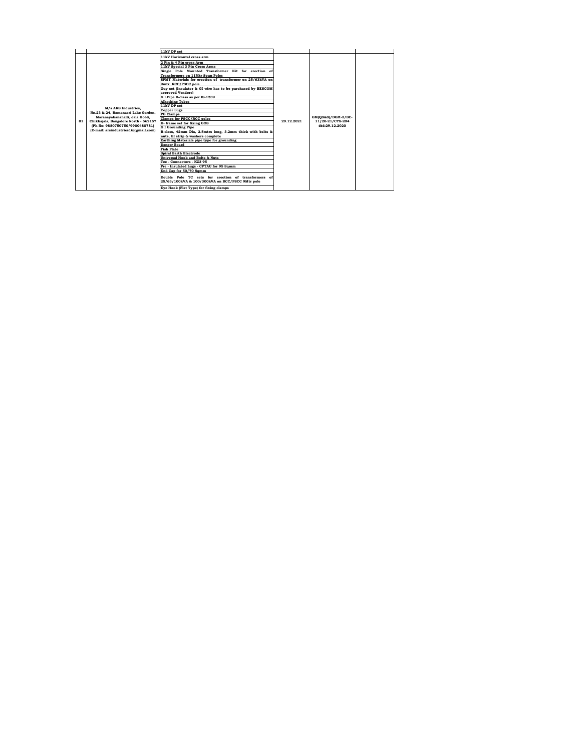| | | | | | |
|---|---|---|---|---|---|
| | | 11kV DP set | | | |
| 81 | M/s ARS Industries, No.23 & 24, Ramanasri Lake Garden, Maranayakanahalli, Jala Hobli, Chikkajala, Bangalore North - 562157 (Ph No: 9880750750/9900480781) (E-mail: arsindustries16@gmail.com) | 11kV Horizontal cross arm<br>2 Pin & 4 Pin cross Arm<br>11kV Special 3 Pin Cross Arms<br>Single Pole Mounted Transformer Kit for erection of Transformers on 11Mtr Spun Poles<br>SPMT Materials for erection of transformer on 25/63kVA on 9mtr RCC/PSCC pole<br>Guy set (Insulator & GI wire has to be purchased by BESCOM approved Vendors)<br>G.I.Pipe B-class as per IS-1239<br>Alkathine Tubes<br>11kV DP set<br>Copper Lugs<br>PG Clamps<br>Clamps for PSCC/RCC poles<br>H- frame set for fixing GOS<br>G I Grounding Pipe<br>B-class, 42mm Dia, 2.5mtrs long, 3.2mm thick with bolts & nuts, GI strip & washers complete<br>Earthing Materials pipe type for grounding<br>Danger Board<br>Fish Plate<br>Spiral Earth Electrode<br>Universal Hook and Bolts & Nuts<br>Tee - Connectors - KZ3 95<br>Pre - Insulated Lugs - CPTAU for 95 Sqmm<br>End Cap for 50/70 Sqmm<br>Double Pole TC sets for erection of transformers of 25/63/100kVA & 100/300kVA on RCC/PSCC 9Mtr pole<br>Eye Hook (Flat Type) for fixing clamps | 29.12.2021 | GM(QS&S)/DGM-3/BC-11/20-21/CYS-204 dtd:29.12.2020 | |